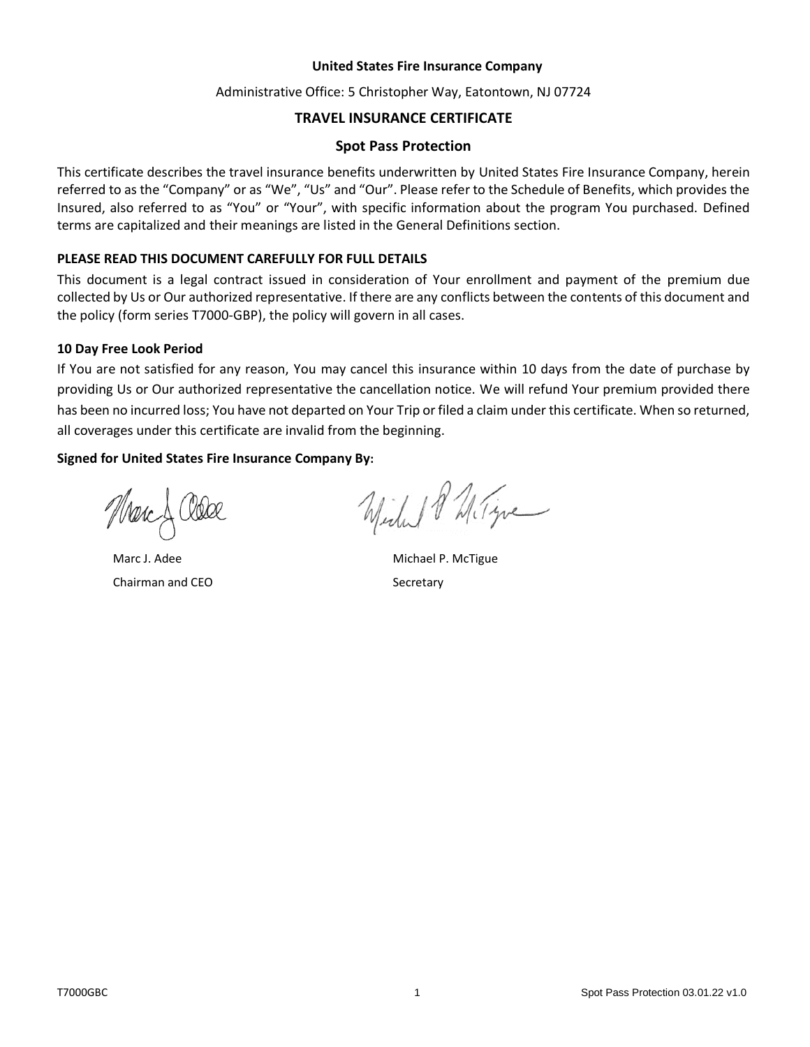**United States Fire Insurance Company**

Administrative Office: 5 Christopher Way, Eatontown, NJ 07724

# TRAVEL INSURANCE CERTIFICATE

## Spot Pass Protection

This certificate describes the travel insurance benefits underwritten by United States Fire Insurance Company, herein referred to as the "Company" or as "We", "Us" and "Our". Please refer to the Schedule of Benefits, which provides the Insured, also referred to as "You" or "Your", with specific information about the program You purchased. Defined terms are capitalized and their meanings are listed in the General Definitions section.

**PLEASE READ THIS DOCUMENT CAREFULLY FOR FULL DETAILS**

This document is a legal contract issued in consideration of Your enrollment and payment of the premium due collected by Us or Our authorized representative. If there are any conflicts between the contents of this document and the policy (form series T7000-GBP), the policy will govern in all cases.

**10 Day Free Look Period**

If You are not satisfied for any reason, You may cancel this insurance within 10 days from the date of purchase by providing Us or Our authorized representative the cancellation notice. We will refund Your premium provided there has been no incurred loss; You have not departed on Your Trip or filed a claim under this certificate. When so returned, all coverages under this certificate are invalid from the beginning.

**Signed for United States Fire Insurance Company By:**

Marc J. Adee
Chairman and CEO

Michael P. McTigue
Secretary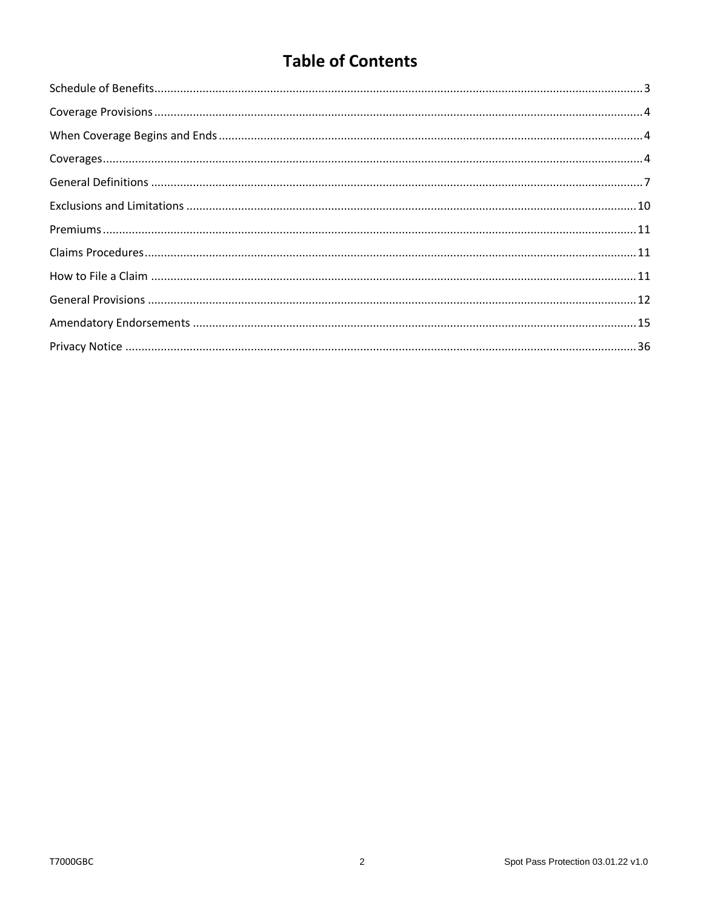# Table of Contents

| Section | Page |
| --- | --- |
| Schedule of Benefits | 3 |
| Coverage Provisions | 4 |
| When Coverage Begins and Ends | 4 |
| Coverages | 4 |
| General Definitions | 7 |
| Exclusions and Limitations | 10 |
| Premiums | 11 |
| Claims Procedures | 11 |
| How to File a Claim | 11 |
| General Provisions | 12 |
| Amendatory Endorsements | 15 |
| Privacy Notice | 36 |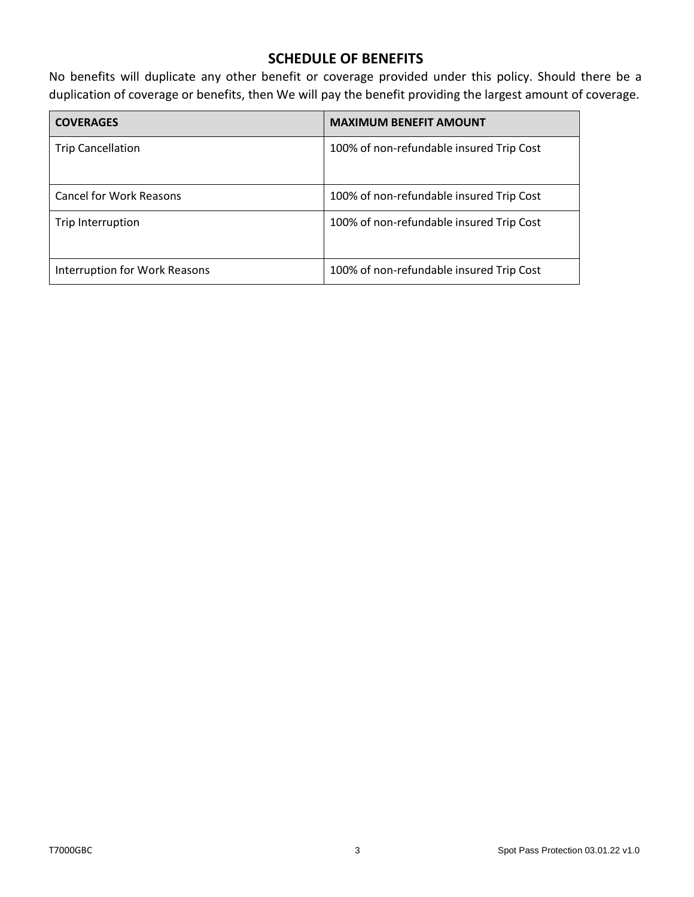## SCHEDULE OF BENEFITS

No benefits will duplicate any other benefit or coverage provided under this policy. Should there be a duplication of coverage or benefits, then We will pay the benefit providing the largest amount of coverage.

| COVERAGES | MAXIMUM BENEFIT AMOUNT |
|---|---|
| Trip Cancellation | 100% of non-refundable insured Trip Cost |
| Cancel for Work Reasons | 100% of non-refundable insured Trip Cost |
| Trip Interruption | 100% of non-refundable insured Trip Cost |
| Interruption for Work Reasons | 100% of non-refundable insured Trip Cost |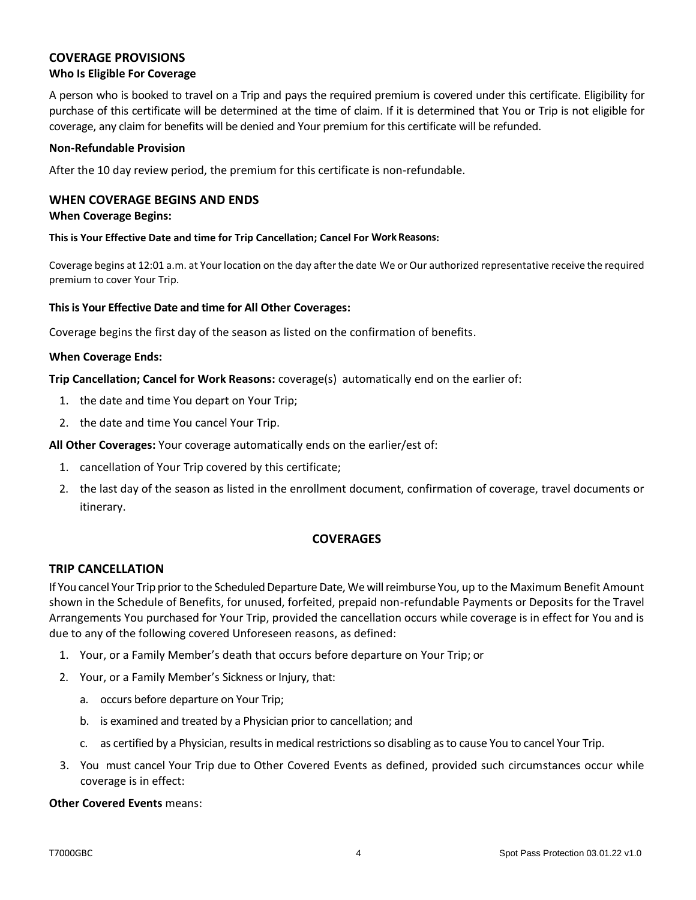## COVERAGE PROVISIONS

### Who Is Eligible For Coverage

A person who is booked to travel on a Trip and pays the required premium is covered under this certificate. Eligibility for purchase of this certificate will be determined at the time of claim. If it is determined that You or Trip is not eligible for coverage, any claim for benefits will be denied and Your premium for this certificate will be refunded.

### Non-Refundable Provision

After the 10 day review period, the premium for this certificate is non-refundable.

## WHEN COVERAGE BEGINS AND ENDS

### When Coverage Begins:

**This is Your Effective Date and time for Trip Cancellation; Cancel For Work Reasons:**

Coverage begins at 12:01 a.m. at Your location on the day after the date We or Our authorized representative receive the required premium to cover Your Trip.

**This is Your Effective Date and time for All Other Coverages:**

Coverage begins the first day of the season as listed on the confirmation of benefits.

### When Coverage Ends:

**Trip Cancellation; Cancel for Work Reasons:** coverage(s) automatically end on the earlier of:

1. the date and time You depart on Your Trip;
2. the date and time You cancel Your Trip.

**All Other Coverages:** Your coverage automatically ends on the earlier/est of:

1. cancellation of Your Trip covered by this certificate;
2. the last day of the season as listed in the enrollment document, confirmation of coverage, travel documents or itinerary.

# COVERAGES

## TRIP CANCELLATION

If You cancel Your Trip prior to the Scheduled Departure Date, We will reimburse You, up to the Maximum Benefit Amount shown in the Schedule of Benefits, for unused, forfeited, prepaid non-refundable Payments or Deposits for the Travel Arrangements You purchased for Your Trip, provided the cancellation occurs while coverage is in effect for You and is due to any of the following covered Unforeseen reasons, as defined:

1. Your, or a Family Member's death that occurs before departure on Your Trip; or
2. Your, or a Family Member's Sickness or Injury, that:
   a. occurs before departure on Your Trip;
   b. is examined and treated by a Physician prior to cancellation; and
   c. as certified by a Physician, results in medical restrictions so disabling as to cause You to cancel Your Trip.
3. You must cancel Your Trip due to Other Covered Events as defined, provided such circumstances occur while coverage is in effect:

**Other Covered Events** means: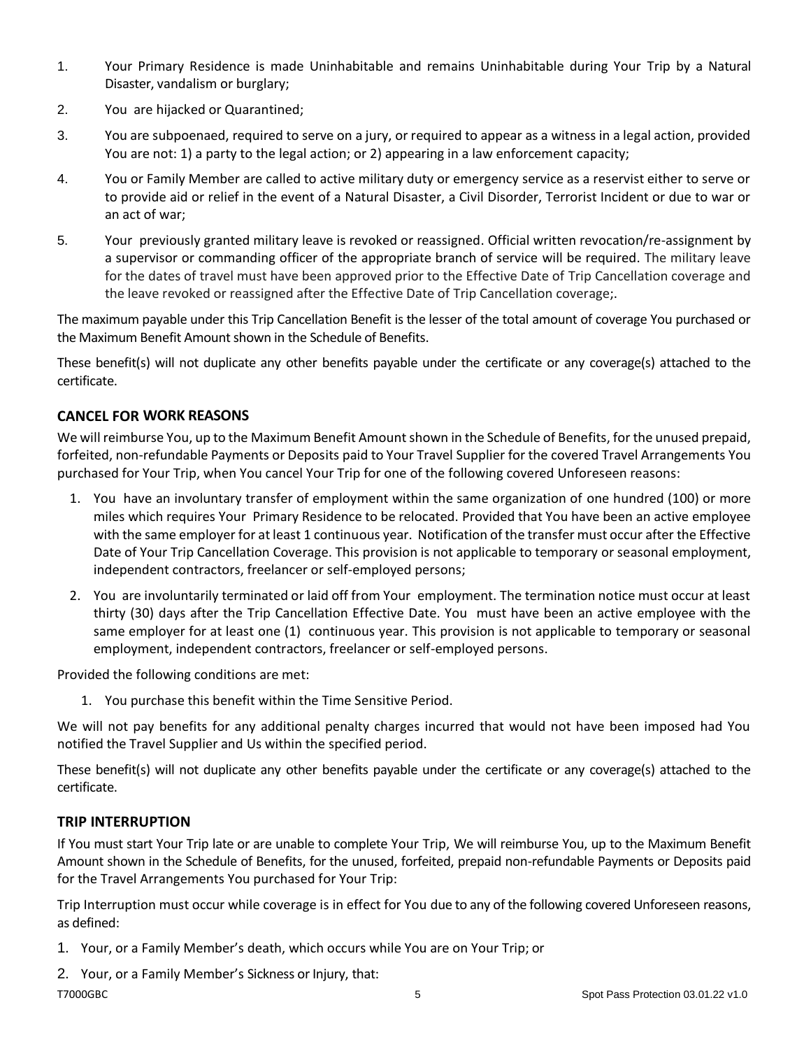1. Your Primary Residence is made Uninhabitable and remains Uninhabitable during Your Trip by a Natural Disaster, vandalism or burglary;
2. You are hijacked or Quarantined;
3. You are subpoenaed, required to serve on a jury, or required to appear as a witness in a legal action, provided You are not: 1) a party to the legal action; or 2) appearing in a law enforcement capacity;
4. You or Family Member are called to active military duty or emergency service as a reservist either to serve or to provide aid or relief in the event of a Natural Disaster, a Civil Disorder, Terrorist Incident or due to war or an act of war;
5. Your previously granted military leave is revoked or reassigned. Official written revocation/re-assignment by a supervisor or commanding officer of the appropriate branch of service will be required. The military leave for the dates of travel must have been approved prior to the Effective Date of Trip Cancellation coverage and the leave revoked or reassigned after the Effective Date of Trip Cancellation coverage;.

The maximum payable under this Trip Cancellation Benefit is the lesser of the total amount of coverage You purchased or the Maximum Benefit Amount shown in the Schedule of Benefits.

These benefit(s) will not duplicate any other benefits payable under the certificate or any coverage(s) attached to the certificate.

## CANCEL FOR WORK REASONS

We will reimburse You, up to the Maximum Benefit Amount shown in the Schedule of Benefits, for the unused prepaid, forfeited, non-refundable Payments or Deposits paid to Your Travel Supplier for the covered Travel Arrangements You purchased for Your Trip, when You cancel Your Trip for one of the following covered Unforeseen reasons:

1. You have an involuntary transfer of employment within the same organization of one hundred (100) or more miles which requires Your Primary Residence to be relocated. Provided that You have been an active employee with the same employer for at least 1 continuous year. Notification of the transfer must occur after the Effective Date of Your Trip Cancellation Coverage. This provision is not applicable to temporary or seasonal employment, independent contractors, freelancer or self-employed persons;
2. You are involuntarily terminated or laid off from Your employment. The termination notice must occur at least thirty (30) days after the Trip Cancellation Effective Date. You must have been an active employee with the same employer for at least one (1) continuous year. This provision is not applicable to temporary or seasonal employment, independent contractors, freelancer or self-employed persons.

Provided the following conditions are met:

1. You purchase this benefit within the Time Sensitive Period.

We will not pay benefits for any additional penalty charges incurred that would not have been imposed had You notified the Travel Supplier and Us within the specified period.

These benefit(s) will not duplicate any other benefits payable under the certificate or any coverage(s) attached to the certificate.

## TRIP INTERRUPTION

If You must start Your Trip late or are unable to complete Your Trip, We will reimburse You, up to the Maximum Benefit Amount shown in the Schedule of Benefits, for the unused, forfeited, prepaid non-refundable Payments or Deposits paid for the Travel Arrangements You purchased for Your Trip:

Trip Interruption must occur while coverage is in effect for You due to any of the following covered Unforeseen reasons, as defined:

1. Your, or a Family Member's death, which occurs while You are on Your Trip; or
2. Your, or a Family Member's Sickness or Injury, that: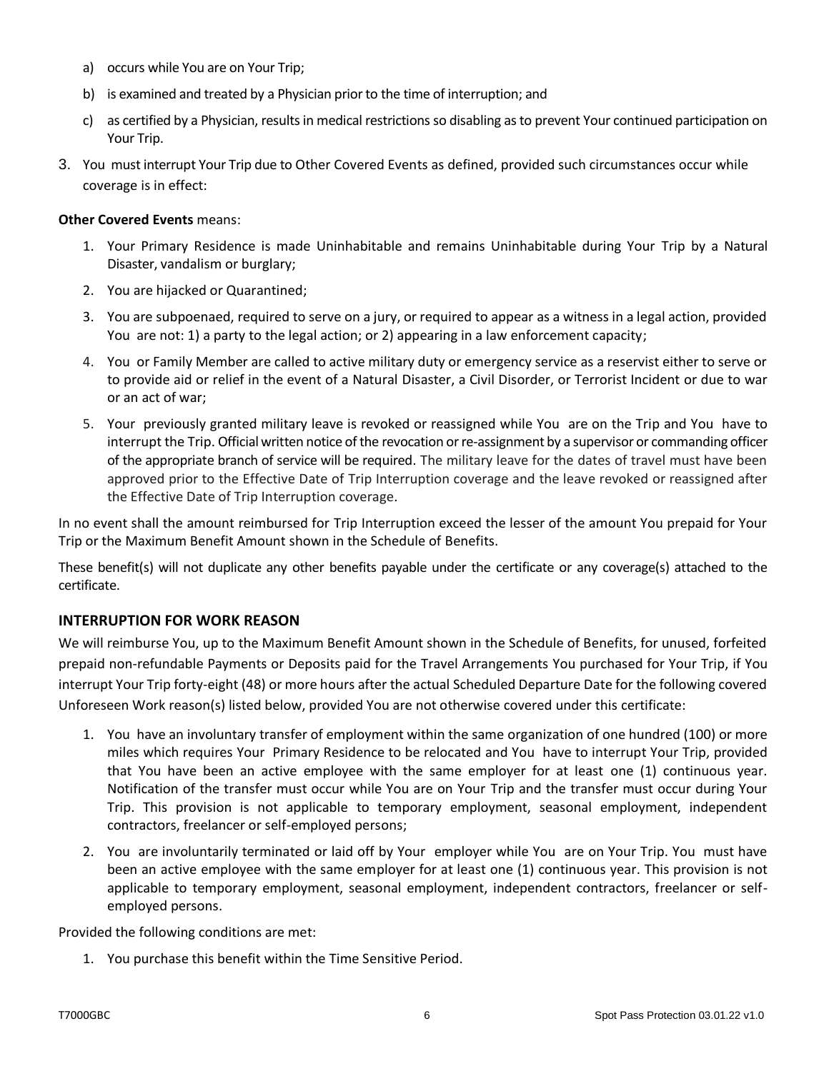a) occurs while You are on Your Trip;
b) is examined and treated by a Physician prior to the time of interruption; and
c) as certified by a Physician, results in medical restrictions so disabling as to prevent Your continued participation on Your Trip.

3. You must interrupt Your Trip due to Other Covered Events as defined, provided such circumstances occur while coverage is in effect:

**Other Covered Events** means:

1. Your Primary Residence is made Uninhabitable and remains Uninhabitable during Your Trip by a Natural Disaster, vandalism or burglary;
2. You are hijacked or Quarantined;
3. You are subpoenaed, required to serve on a jury, or required to appear as a witness in a legal action, provided You are not: 1) a party to the legal action; or 2) appearing in a law enforcement capacity;
4. You or Family Member are called to active military duty or emergency service as a reservist either to serve or to provide aid or relief in the event of a Natural Disaster, a Civil Disorder, or Terrorist Incident or due to war or an act of war;
5. Your previously granted military leave is revoked or reassigned while You are on the Trip and You have to interrupt the Trip. Official written notice of the revocation or re-assignment by a supervisor or commanding officer of the appropriate branch of service will be required. The military leave for the dates of travel must have been approved prior to the Effective Date of Trip Interruption coverage and the leave revoked or reassigned after the Effective Date of Trip Interruption coverage.

In no event shall the amount reimbursed for Trip Interruption exceed the lesser of the amount You prepaid for Your Trip or the Maximum Benefit Amount shown in the Schedule of Benefits.

These benefit(s) will not duplicate any other benefits payable under the certificate or any coverage(s) attached to the certificate.

## INTERRUPTION FOR WORK REASON

We will reimburse You, up to the Maximum Benefit Amount shown in the Schedule of Benefits, for unused, forfeited prepaid non-refundable Payments or Deposits paid for the Travel Arrangements You purchased for Your Trip, if You interrupt Your Trip forty-eight (48) or more hours after the actual Scheduled Departure Date for the following covered Unforeseen Work reason(s) listed below, provided You are not otherwise covered under this certificate:

1. You have an involuntary transfer of employment within the same organization of one hundred (100) or more miles which requires Your Primary Residence to be relocated and You have to interrupt Your Trip, provided that You have been an active employee with the same employer for at least one (1) continuous year. Notification of the transfer must occur while You are on Your Trip and the transfer must occur during Your Trip. This provision is not applicable to temporary employment, seasonal employment, independent contractors, freelancer or self-employed persons;
2. You are involuntarily terminated or laid off by Your employer while You are on Your Trip. You must have been an active employee with the same employer for at least one (1) continuous year. This provision is not applicable to temporary employment, seasonal employment, independent contractors, freelancer or self-employed persons.

Provided the following conditions are met:

1. You purchase this benefit within the Time Sensitive Period.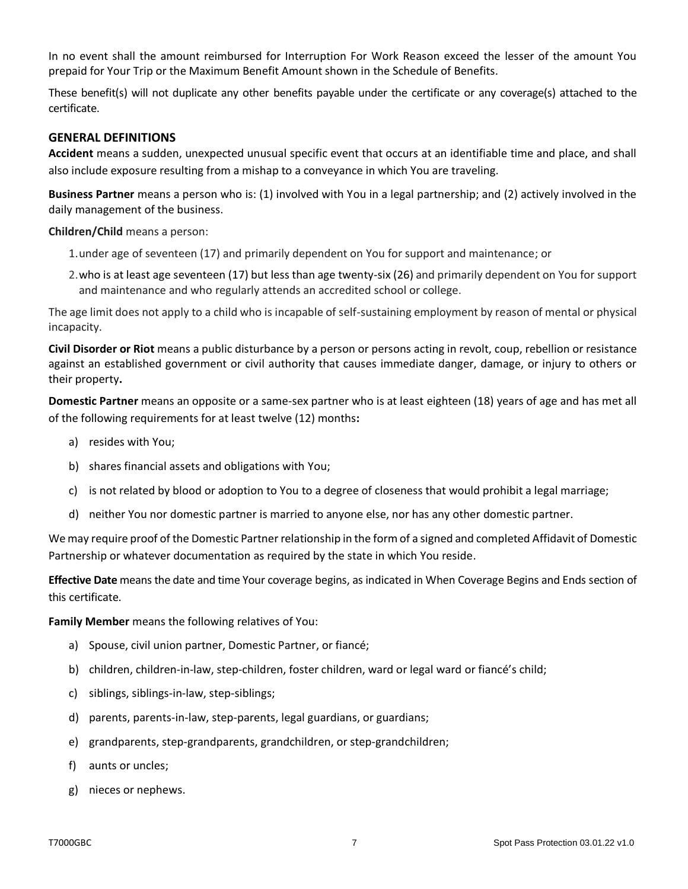In no event shall the amount reimbursed for Interruption For Work Reason exceed the lesser of the amount You prepaid for Your Trip or the Maximum Benefit Amount shown in the Schedule of Benefits.

These benefit(s) will not duplicate any other benefits payable under the certificate or any coverage(s) attached to the certificate.

## GENERAL DEFINITIONS

**Accident** means a sudden, unexpected unusual specific event that occurs at an identifiable time and place, and shall also include exposure resulting from a mishap to a conveyance in which You are traveling.

**Business Partner** means a person who is: (1) involved with You in a legal partnership; and (2) actively involved in the daily management of the business.

**Children/Child** means a person:

1. under age of seventeen (17) and primarily dependent on You for support and maintenance; or
2. who is at least age seventeen (17) but less than age twenty-six (26) and primarily dependent on You for support and maintenance and who regularly attends an accredited school or college.

The age limit does not apply to a child who is incapable of self-sustaining employment by reason of mental or physical incapacity.

**Civil Disorder or Riot** means a public disturbance by a person or persons acting in revolt, coup, rebellion or resistance against an established government or civil authority that causes immediate danger, damage, or injury to others or their property**.**

**Domestic Partner** means an opposite or a same-sex partner who is at least eighteen (18) years of age and has met all of the following requirements for at least twelve (12) months**:**

a) resides with You;

b) shares financial assets and obligations with You;

c) is not related by blood or adoption to You to a degree of closeness that would prohibit a legal marriage;

d) neither You nor domestic partner is married to anyone else, nor has any other domestic partner.

We may require proof of the Domestic Partner relationship in the form of a signed and completed Affidavit of Domestic Partnership or whatever documentation as required by the state in which You reside.

**Effective Date** means the date and time Your coverage begins, as indicated in When Coverage Begins and Ends section of this certificate.

**Family Member** means the following relatives of You:

a) Spouse, civil union partner, Domestic Partner, or fiancé;

b) children, children-in-law, step-children, foster children, ward or legal ward or fiancé's child;

c) siblings, siblings-in-law, step-siblings;

d) parents, parents-in-law, step-parents, legal guardians, or guardians;

e) grandparents, step-grandparents, grandchildren, or step-grandchildren;

f) aunts or uncles;

g) nieces or nephews.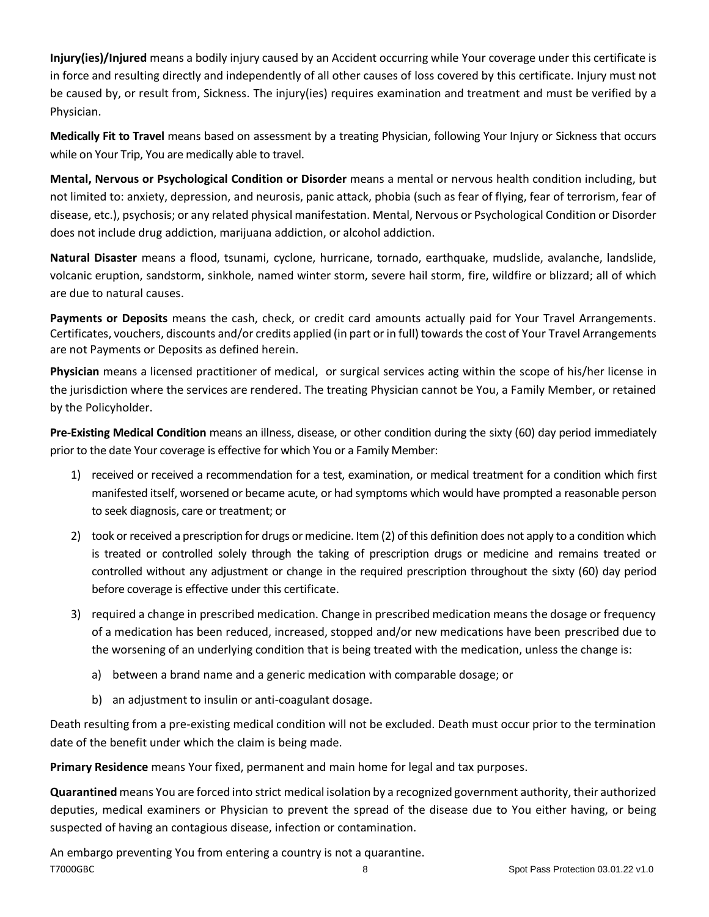**Injury(ies)/Injured** means a bodily injury caused by an Accident occurring while Your coverage under this certificate is in force and resulting directly and independently of all other causes of loss covered by this certificate. Injury must not be caused by, or result from, Sickness. The injury(ies) requires examination and treatment and must be verified by a Physician.

**Medically Fit to Travel** means based on assessment by a treating Physician, following Your Injury or Sickness that occurs while on Your Trip, You are medically able to travel.

**Mental, Nervous or Psychological Condition or Disorder** means a mental or nervous health condition including, but not limited to: anxiety, depression, and neurosis, panic attack, phobia (such as fear of flying, fear of terrorism, fear of disease, etc.), psychosis; or any related physical manifestation. Mental, Nervous or Psychological Condition or Disorder does not include drug addiction, marijuana addiction, or alcohol addiction.

**Natural Disaster** means a flood, tsunami, cyclone, hurricane, tornado, earthquake, mudslide, avalanche, landslide, volcanic eruption, sandstorm, sinkhole, named winter storm, severe hail storm, fire, wildfire or blizzard; all of which are due to natural causes.

**Payments or Deposits** means the cash, check, or credit card amounts actually paid for Your Travel Arrangements. Certificates, vouchers, discounts and/or credits applied (in part or in full) towards the cost of Your Travel Arrangements are not Payments or Deposits as defined herein.

**Physician** means a licensed practitioner of medical, or surgical services acting within the scope of his/her license in the jurisdiction where the services are rendered. The treating Physician cannot be You, a Family Member, or retained by the Policyholder.

**Pre-Existing Medical Condition** means an illness, disease, or other condition during the sixty (60) day period immediately prior to the date Your coverage is effective for which You or a Family Member:

1) received or received a recommendation for a test, examination, or medical treatment for a condition which first manifested itself, worsened or became acute, or had symptoms which would have prompted a reasonable person to seek diagnosis, care or treatment; or
2) took or received a prescription for drugs or medicine. Item (2) of this definition does not apply to a condition which is treated or controlled solely through the taking of prescription drugs or medicine and remains treated or controlled without any adjustment or change in the required prescription throughout the sixty (60) day period before coverage is effective under this certificate.
3) required a change in prescribed medication. Change in prescribed medication means the dosage or frequency of a medication has been reduced, increased, stopped and/or new medications have been prescribed due to the worsening of an underlying condition that is being treated with the medication, unless the change is:
   a) between a brand name and a generic medication with comparable dosage; or
   b) an adjustment to insulin or anti-coagulant dosage.

Death resulting from a pre-existing medical condition will not be excluded. Death must occur prior to the termination date of the benefit under which the claim is being made.

**Primary Residence** means Your fixed, permanent and main home for legal and tax purposes.

**Quarantined** means You are forced into strict medical isolation by a recognized government authority, their authorized deputies, medical examiners or Physician to prevent the spread of the disease due to You either having, or being suspected of having an contagious disease, infection or contamination.

An embargo preventing You from entering a country is not a quarantine.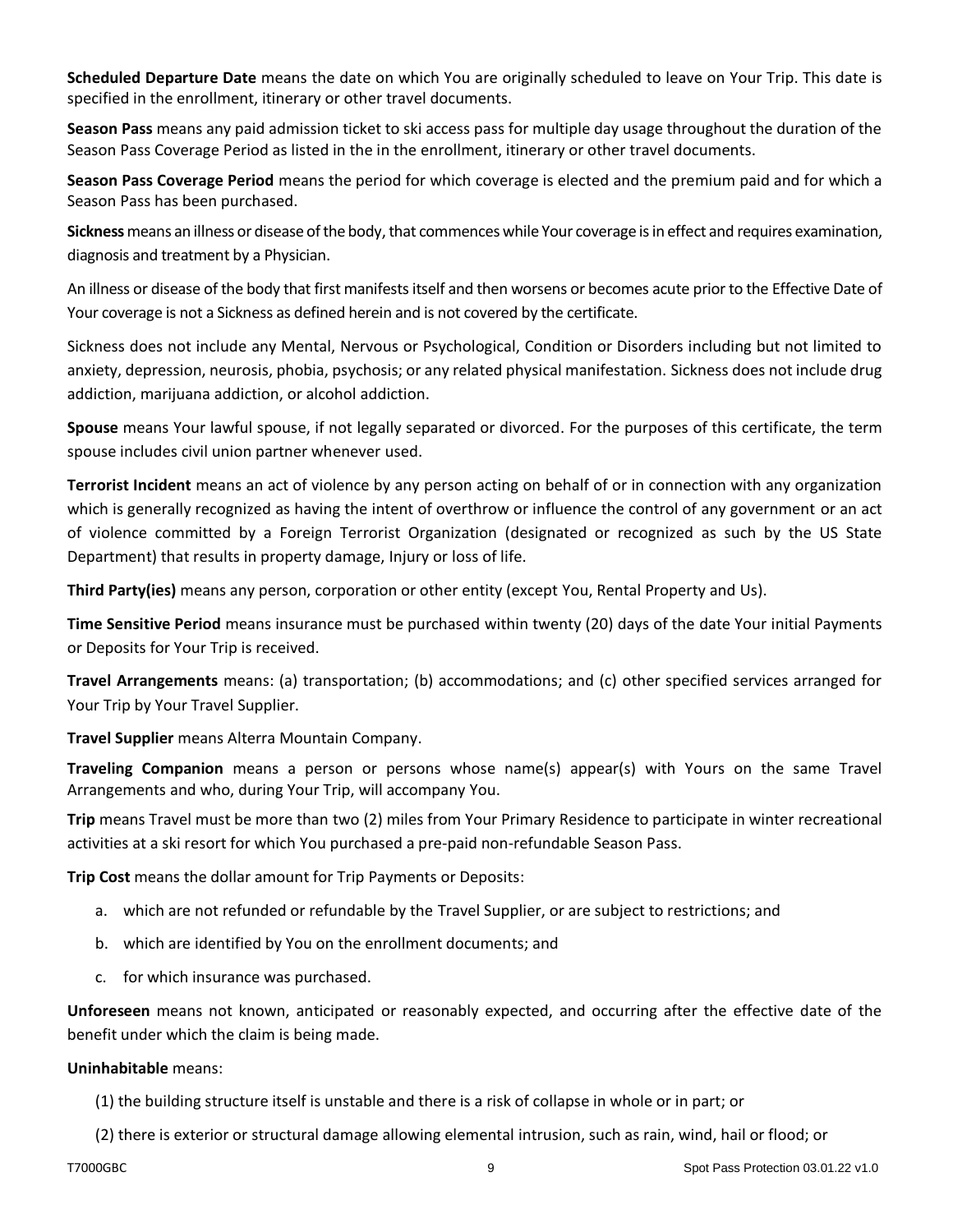**Scheduled Departure Date** means the date on which You are originally scheduled to leave on Your Trip. This date is specified in the enrollment, itinerary or other travel documents.

**Season Pass** means any paid admission ticket to ski access pass for multiple day usage throughout the duration of the Season Pass Coverage Period as listed in the in the enrollment, itinerary or other travel documents.

**Season Pass Coverage Period** means the period for which coverage is elected and the premium paid and for which a Season Pass has been purchased.

**Sickness** means an illness or disease of the body, that commences while Your coverage is in effect and requires examination, diagnosis and treatment by a Physician.

An illness or disease of the body that first manifests itself and then worsens or becomes acute prior to the Effective Date of Your coverage is not a Sickness as defined herein and is not covered by the certificate.

Sickness does not include any Mental, Nervous or Psychological, Condition or Disorders including but not limited to anxiety, depression, neurosis, phobia, psychosis; or any related physical manifestation. Sickness does not include drug addiction, marijuana addiction, or alcohol addiction.

**Spouse** means Your lawful spouse, if not legally separated or divorced. For the purposes of this certificate, the term spouse includes civil union partner whenever used.

**Terrorist Incident** means an act of violence by any person acting on behalf of or in connection with any organization which is generally recognized as having the intent of overthrow or influence the control of any government or an act of violence committed by a Foreign Terrorist Organization (designated or recognized as such by the US State Department) that results in property damage, Injury or loss of life.

**Third Party(ies)** means any person, corporation or other entity (except You, Rental Property and Us).

**Time Sensitive Period** means insurance must be purchased within twenty (20) days of the date Your initial Payments or Deposits for Your Trip is received.

**Travel Arrangements** means: (a) transportation; (b) accommodations; and (c) other specified services arranged for Your Trip by Your Travel Supplier.

**Travel Supplier** means Alterra Mountain Company.

**Traveling Companion** means a person or persons whose name(s) appear(s) with Yours on the same Travel Arrangements and who, during Your Trip, will accompany You.

**Trip** means Travel must be more than two (2) miles from Your Primary Residence to participate in winter recreational activities at a ski resort for which You purchased a pre-paid non-refundable Season Pass.

**Trip Cost** means the dollar amount for Trip Payments or Deposits:

a. which are not refunded or refundable by the Travel Supplier, or are subject to restrictions; and
b. which are identified by You on the enrollment documents; and
c. for which insurance was purchased.

**Unforeseen** means not known, anticipated or reasonably expected, and occurring after the effective date of the benefit under which the claim is being made.

**Uninhabitable** means:

(1) the building structure itself is unstable and there is a risk of collapse in whole or in part; or

(2) there is exterior or structural damage allowing elemental intrusion, such as rain, wind, hail or flood; or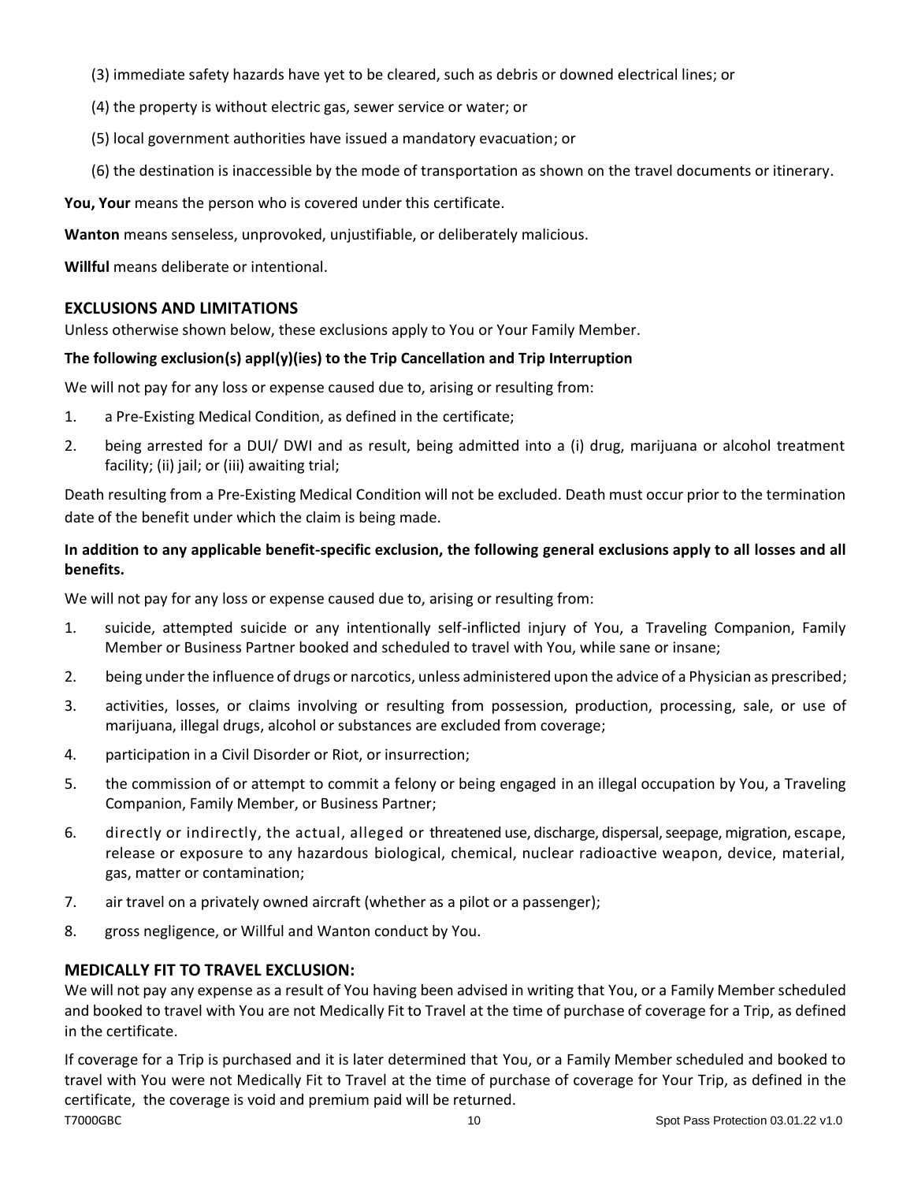(3) immediate safety hazards have yet to be cleared, such as debris or downed electrical lines; or

(4) the property is without electric gas, sewer service or water; or

(5) local government authorities have issued a mandatory evacuation; or

(6) the destination is inaccessible by the mode of transportation as shown on the travel documents or itinerary.

**You, Your** means the person who is covered under this certificate.

**Wanton** means senseless, unprovoked, unjustifiable, or deliberately malicious.

**Willful** means deliberate or intentional.

## EXCLUSIONS AND LIMITATIONS

Unless otherwise shown below, these exclusions apply to You or Your Family Member.

**The following exclusion(s) appl(y)(ies) to the Trip Cancellation and Trip Interruption**

We will not pay for any loss or expense caused due to, arising or resulting from:

1. a Pre-Existing Medical Condition, as defined in the certificate;
2. being arrested for a DUI/ DWI and as result, being admitted into a (i) drug, marijuana or alcohol treatment facility; (ii) jail; or (iii) awaiting trial;

Death resulting from a Pre-Existing Medical Condition will not be excluded. Death must occur prior to the termination date of the benefit under which the claim is being made.

**In addition to any applicable benefit-specific exclusion, the following general exclusions apply to all losses and all benefits.**

We will not pay for any loss or expense caused due to, arising or resulting from:

1. suicide, attempted suicide or any intentionally self-inflicted injury of You, a Traveling Companion, Family Member or Business Partner booked and scheduled to travel with You, while sane or insane;
2. being under the influence of drugs or narcotics, unless administered upon the advice of a Physician as prescribed;
3. activities, losses, or claims involving or resulting from possession, production, processing, sale, or use of marijuana, illegal drugs, alcohol or substances are excluded from coverage;
4. participation in a Civil Disorder or Riot, or insurrection;
5. the commission of or attempt to commit a felony or being engaged in an illegal occupation by You, a Traveling Companion, Family Member, or Business Partner;
6. directly or indirectly, the actual, alleged or threatened use, discharge, dispersal, seepage, migration, escape, release or exposure to any hazardous biological, chemical, nuclear radioactive weapon, device, material, gas, matter or contamination;
7. air travel on a privately owned aircraft (whether as a pilot or a passenger);
8. gross negligence, or Willful and Wanton conduct by You.

## MEDICALLY FIT TO TRAVEL EXCLUSION:

We will not pay any expense as a result of You having been advised in writing that You, or a Family Member scheduled and booked to travel with You are not Medically Fit to Travel at the time of purchase of coverage for a Trip, as defined in the certificate.

If coverage for a Trip is purchased and it is later determined that You, or a Family Member scheduled and booked to travel with You were not Medically Fit to Travel at the time of purchase of coverage for Your Trip, as defined in the certificate, the coverage is void and premium paid will be returned.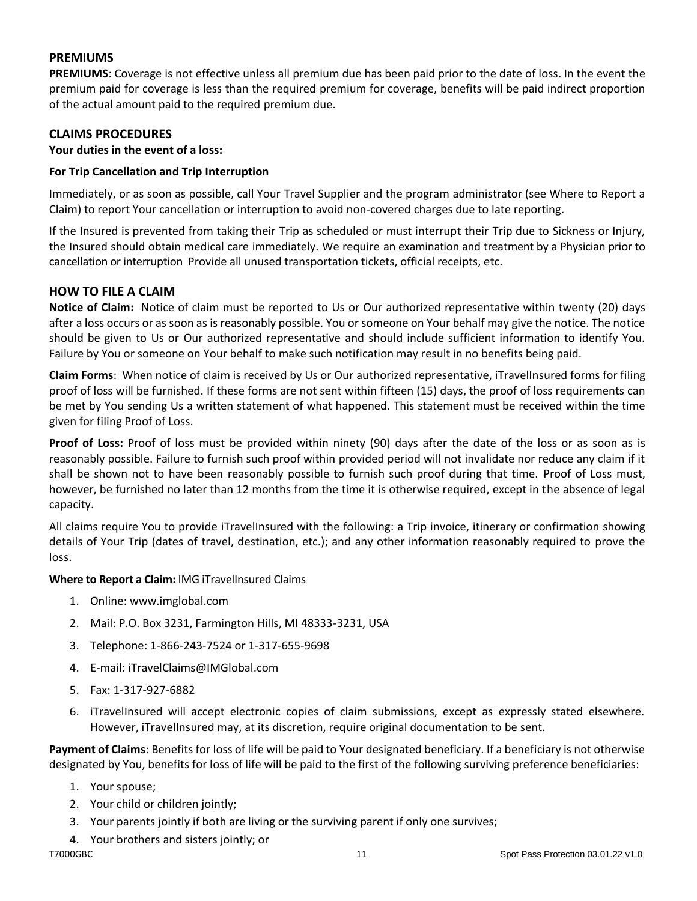## PREMIUMS

**PREMIUMS**: Coverage is not effective unless all premium due has been paid prior to the date of loss. In the event the premium paid for coverage is less than the required premium for coverage, benefits will be paid indirect proportion of the actual amount paid to the required premium due.

## CLAIMS PROCEDURES

**Your duties in the event of a loss:**

**For Trip Cancellation and Trip Interruption**

Immediately, or as soon as possible, call Your Travel Supplier and the program administrator (see Where to Report a Claim) to report Your cancellation or interruption to avoid non-covered charges due to late reporting.

If the Insured is prevented from taking their Trip as scheduled or must interrupt their Trip due to Sickness or Injury, the Insured should obtain medical care immediately. We require an examination and treatment by a Physician prior to cancellation or interruption Provide all unused transportation tickets, official receipts, etc.

## HOW TO FILE A CLAIM

**Notice of Claim:** Notice of claim must be reported to Us or Our authorized representative within twenty (20) days after a loss occurs or as soon as is reasonably possible. You or someone on Your behalf may give the notice. The notice should be given to Us or Our authorized representative and should include sufficient information to identify You. Failure by You or someone on Your behalf to make such notification may result in no benefits being paid.

**Claim Forms**: When notice of claim is received by Us or Our authorized representative, iTravelInsured forms for filing proof of loss will be furnished. If these forms are not sent within fifteen (15) days, the proof of loss requirements can be met by You sending Us a written statement of what happened. This statement must be received within the time given for filing Proof of Loss.

**Proof of Loss:** Proof of loss must be provided within ninety (90) days after the date of the loss or as soon as is reasonably possible. Failure to furnish such proof within provided period will not invalidate nor reduce any claim if it shall be shown not to have been reasonably possible to furnish such proof during that time. Proof of Loss must, however, be furnished no later than 12 months from the time it is otherwise required, except in the absence of legal capacity.

All claims require You to provide iTravelInsured with the following: a Trip invoice, itinerary or confirmation showing details of Your Trip (dates of travel, destination, etc.); and any other information reasonably required to prove the loss.

**Where to Report a Claim:** IMG iTravelInsured Claims

1. Online: www.imglobal.com
2. Mail: P.O. Box 3231, Farmington Hills, MI 48333-3231, USA
3. Telephone: 1-866-243-7524 or 1-317-655-9698
4. E-mail: iTravelClaims@IMGlobal.com
5. Fax: 1-317-927-6882
6. iTravelInsured will accept electronic copies of claim submissions, except as expressly stated elsewhere. However, iTravelInsured may, at its discretion, require original documentation to be sent.

**Payment of Claims**: Benefits for loss of life will be paid to Your designated beneficiary. If a beneficiary is not otherwise designated by You, benefits for loss of life will be paid to the first of the following surviving preference beneficiaries:

1. Your spouse;
2. Your child or children jointly;
3. Your parents jointly if both are living or the surviving parent if only one survives;
4. Your brothers and sisters jointly; or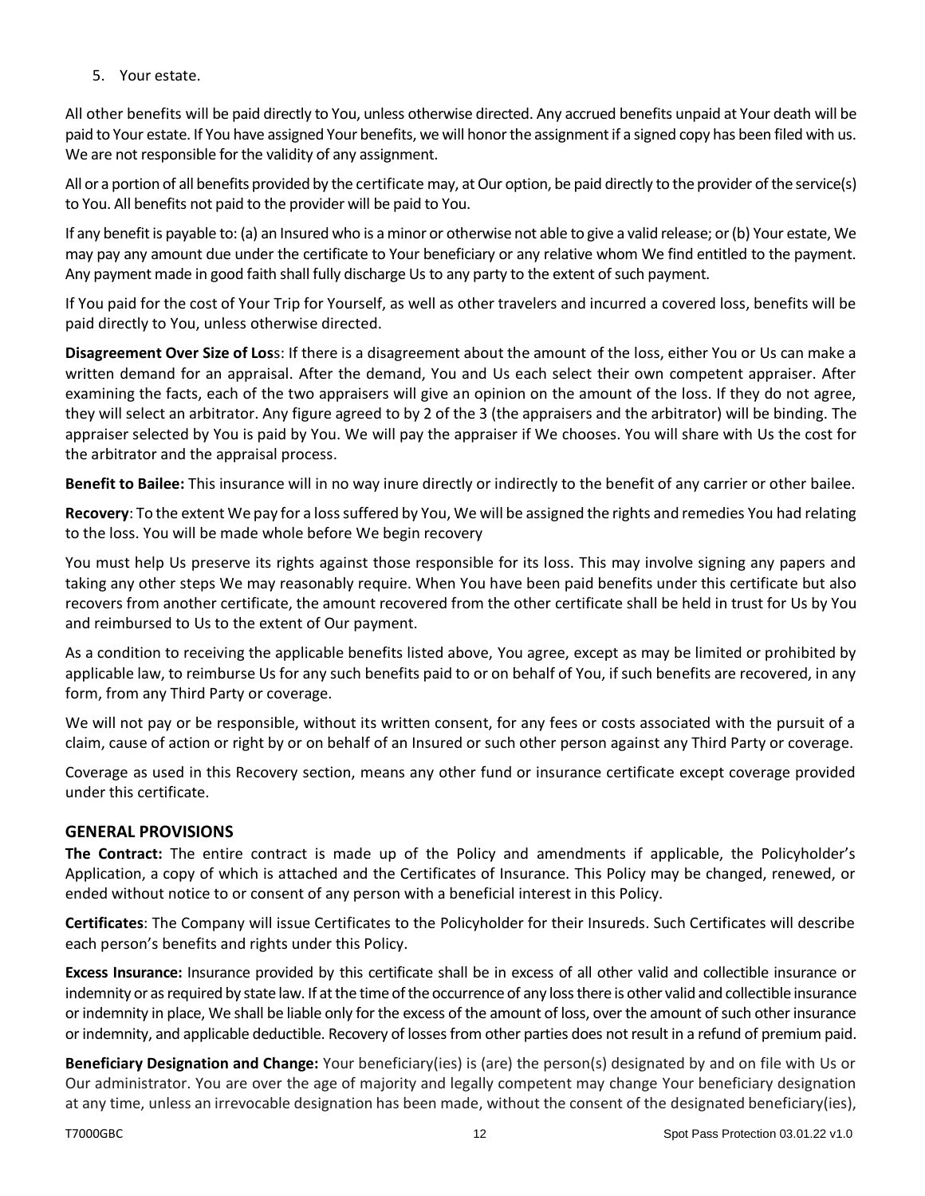5. Your estate.

All other benefits will be paid directly to You, unless otherwise directed. Any accrued benefits unpaid at Your death will be paid to Your estate. If You have assigned Your benefits, we will honor the assignment if a signed copy has been filed with us. We are not responsible for the validity of any assignment.

All or a portion of all benefits provided by the certificate may, at Our option, be paid directly to the provider of the service(s) to You. All benefits not paid to the provider will be paid to You.

If any benefit is payable to: (a) an Insured who is a minor or otherwise not able to give a valid release; or (b) Your estate, We may pay any amount due under the certificate to Your beneficiary or any relative whom We find entitled to the payment. Any payment made in good faith shall fully discharge Us to any party to the extent of such payment.

If You paid for the cost of Your Trip for Yourself, as well as other travelers and incurred a covered loss, benefits will be paid directly to You, unless otherwise directed.

**Disagreement Over Size of Loss**: If there is a disagreement about the amount of the loss, either You or Us can make a written demand for an appraisal. After the demand, You and Us each select their own competent appraiser. After examining the facts, each of the two appraisers will give an opinion on the amount of the loss. If they do not agree, they will select an arbitrator. Any figure agreed to by 2 of the 3 (the appraisers and the arbitrator) will be binding. The appraiser selected by You is paid by You. We will pay the appraiser if We chooses. You will share with Us the cost for the arbitrator and the appraisal process.

**Benefit to Bailee:** This insurance will in no way inure directly or indirectly to the benefit of any carrier or other bailee.

**Recovery**: To the extent We pay for a loss suffered by You, We will be assigned the rights and remedies You had relating to the loss. You will be made whole before We begin recovery

You must help Us preserve its rights against those responsible for its loss. This may involve signing any papers and taking any other steps We may reasonably require. When You have been paid benefits under this certificate but also recovers from another certificate, the amount recovered from the other certificate shall be held in trust for Us by You and reimbursed to Us to the extent of Our payment.

As a condition to receiving the applicable benefits listed above, You agree, except as may be limited or prohibited by applicable law, to reimburse Us for any such benefits paid to or on behalf of You, if such benefits are recovered, in any form, from any Third Party or coverage.

We will not pay or be responsible, without its written consent, for any fees or costs associated with the pursuit of a claim, cause of action or right by or on behalf of an Insured or such other person against any Third Party or coverage.

Coverage as used in this Recovery section, means any other fund or insurance certificate except coverage provided under this certificate.

## GENERAL PROVISIONS

**The Contract:** The entire contract is made up of the Policy and amendments if applicable, the Policyholder's Application, a copy of which is attached and the Certificates of Insurance. This Policy may be changed, renewed, or ended without notice to or consent of any person with a beneficial interest in this Policy.

**Certificates**: The Company will issue Certificates to the Policyholder for their Insureds. Such Certificates will describe each person's benefits and rights under this Policy.

**Excess Insurance:** Insurance provided by this certificate shall be in excess of all other valid and collectible insurance or indemnity or as required by state law. If at the time of the occurrence of any loss there is other valid and collectible insurance or indemnity in place, We shall be liable only for the excess of the amount of loss, over the amount of such other insurance or indemnity, and applicable deductible. Recovery of losses from other parties does not result in a refund of premium paid.

**Beneficiary Designation and Change:** Your beneficiary(ies) is (are) the person(s) designated by and on file with Us or Our administrator. You are over the age of majority and legally competent may change Your beneficiary designation at any time, unless an irrevocable designation has been made, without the consent of the designated beneficiary(ies),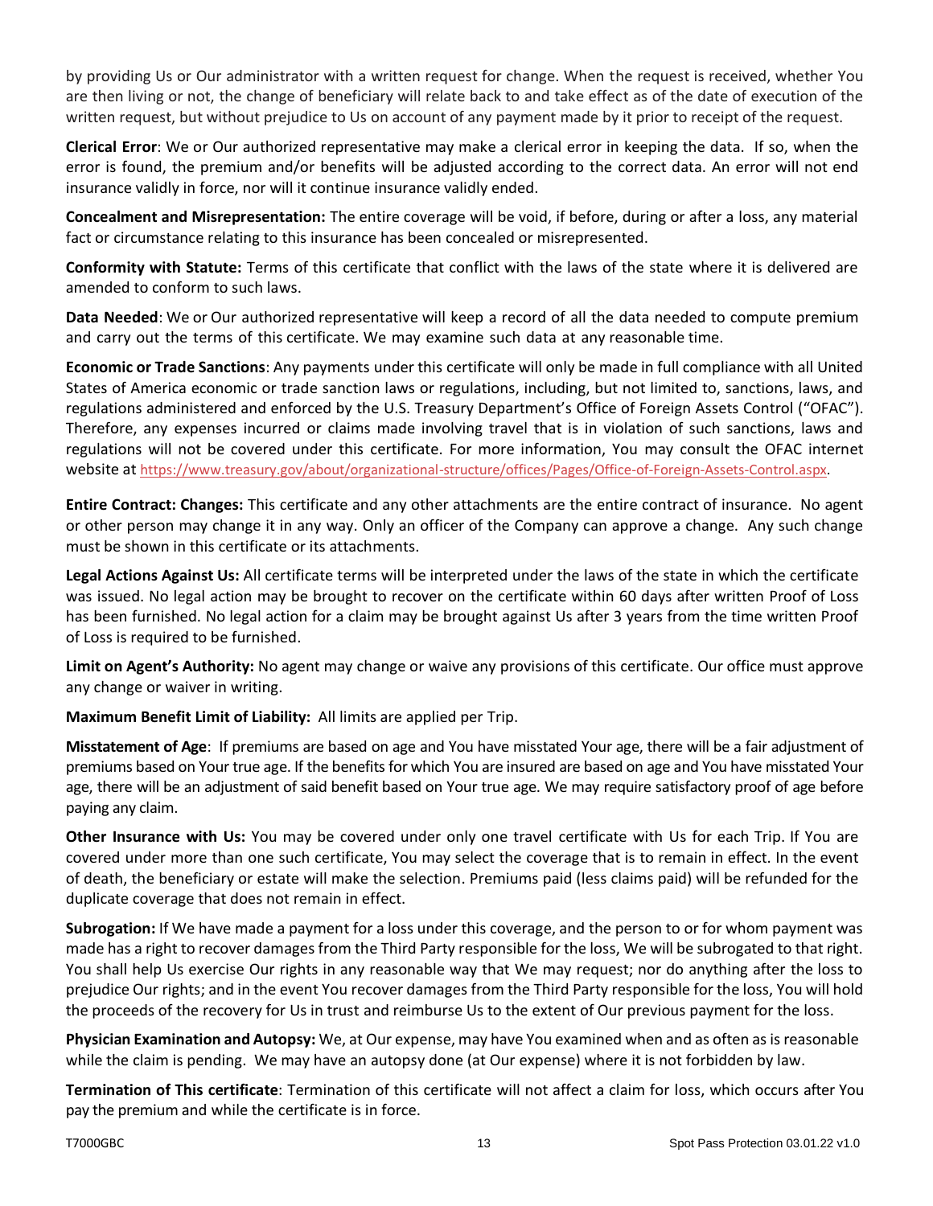by providing Us or Our administrator with a written request for change. When the request is received, whether You are then living or not, the change of beneficiary will relate back to and take effect as of the date of execution of the written request, but without prejudice to Us on account of any payment made by it prior to receipt of the request.

**Clerical Error**: We or Our authorized representative may make a clerical error in keeping the data. If so, when the error is found, the premium and/or benefits will be adjusted according to the correct data. An error will not end insurance validly in force, nor will it continue insurance validly ended.

**Concealment and Misrepresentation:** The entire coverage will be void, if before, during or after a loss, any material fact or circumstance relating to this insurance has been concealed or misrepresented.

**Conformity with Statute:** Terms of this certificate that conflict with the laws of the state where it is delivered are amended to conform to such laws.

**Data Needed**: We or Our authorized representative will keep a record of all the data needed to compute premium and carry out the terms of this certificate. We may examine such data at any reasonable time.

**Economic or Trade Sanctions**: Any payments under this certificate will only be made in full compliance with all United States of America economic or trade sanction laws or regulations, including, but not limited to, sanctions, laws, and regulations administered and enforced by the U.S. Treasury Department's Office of Foreign Assets Control ("OFAC"). Therefore, any expenses incurred or claims made involving travel that is in violation of such sanctions, laws and regulations will not be covered under this certificate. For more information, You may consult the OFAC internet website at https://www.treasury.gov/about/organizational-structure/offices/Pages/Office-of-Foreign-Assets-Control.aspx.

**Entire Contract: Changes:** This certificate and any other attachments are the entire contract of insurance. No agent or other person may change it in any way. Only an officer of the Company can approve a change. Any such change must be shown in this certificate or its attachments.

**Legal Actions Against Us:** All certificate terms will be interpreted under the laws of the state in which the certificate was issued. No legal action may be brought to recover on the certificate within 60 days after written Proof of Loss has been furnished. No legal action for a claim may be brought against Us after 3 years from the time written Proof of Loss is required to be furnished.

**Limit on Agent's Authority:** No agent may change or waive any provisions of this certificate. Our office must approve any change or waiver in writing.

**Maximum Benefit Limit of Liability:** All limits are applied per Trip.

**Misstatement of Age**: If premiums are based on age and You have misstated Your age, there will be a fair adjustment of premiums based on Your true age. If the benefits for which You are insured are based on age and You have misstated Your age, there will be an adjustment of said benefit based on Your true age. We may require satisfactory proof of age before paying any claim.

**Other Insurance with Us:** You may be covered under only one travel certificate with Us for each Trip. If You are covered under more than one such certificate, You may select the coverage that is to remain in effect. In the event of death, the beneficiary or estate will make the selection. Premiums paid (less claims paid) will be refunded for the duplicate coverage that does not remain in effect.

**Subrogation:** If We have made a payment for a loss under this coverage, and the person to or for whom payment was made has a right to recover damages from the Third Party responsible for the loss, We will be subrogated to that right. You shall help Us exercise Our rights in any reasonable way that We may request; nor do anything after the loss to prejudice Our rights; and in the event You recover damages from the Third Party responsible for the loss, You will hold the proceeds of the recovery for Us in trust and reimburse Us to the extent of Our previous payment for the loss.

**Physician Examination and Autopsy:** We, at Our expense, may have You examined when and as often as is reasonable while the claim is pending. We may have an autopsy done (at Our expense) where it is not forbidden by law.

**Termination of This certificate**: Termination of this certificate will not affect a claim for loss, which occurs after You pay the premium and while the certificate is in force.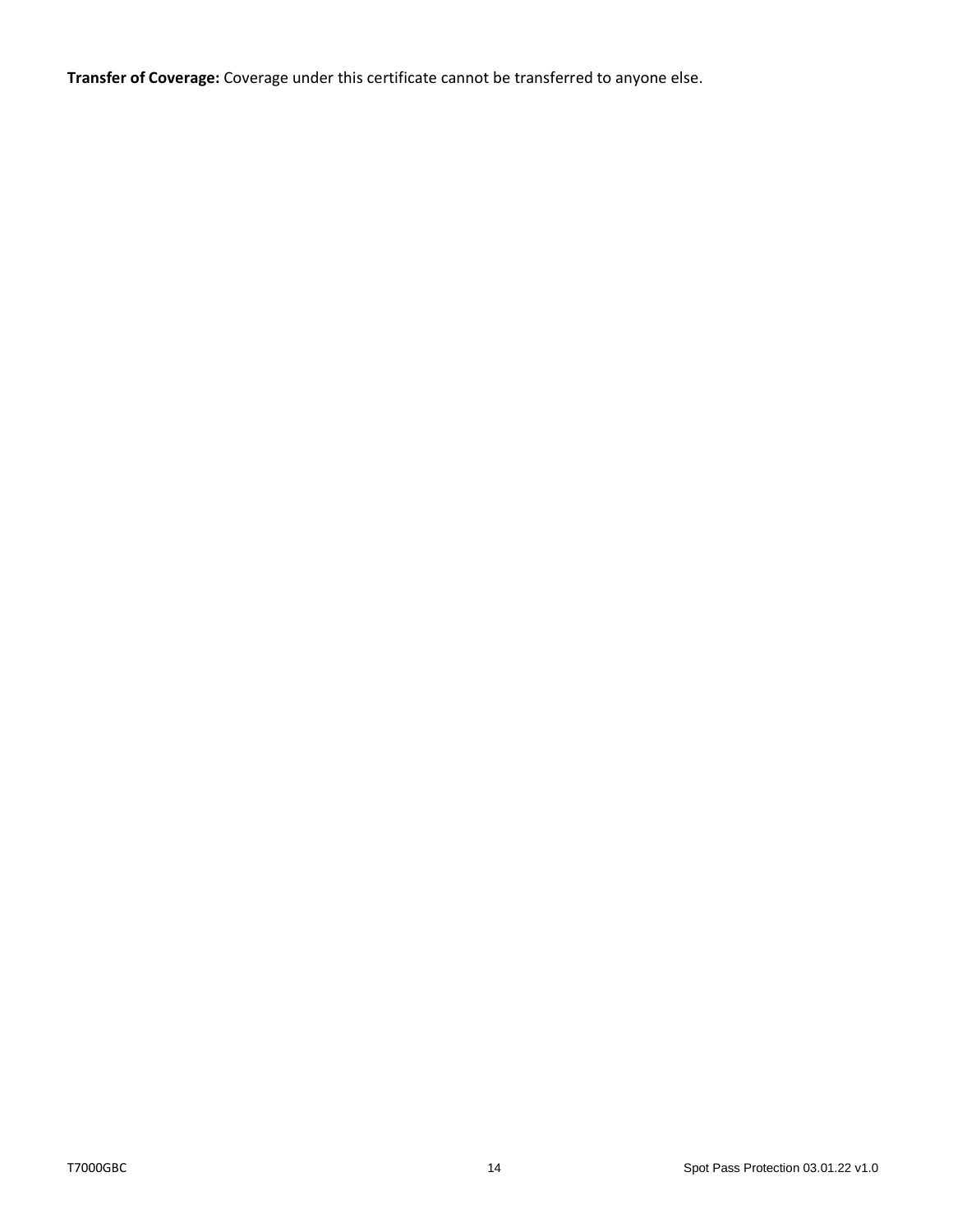**Transfer of Coverage:** Coverage under this certificate cannot be transferred to anyone else.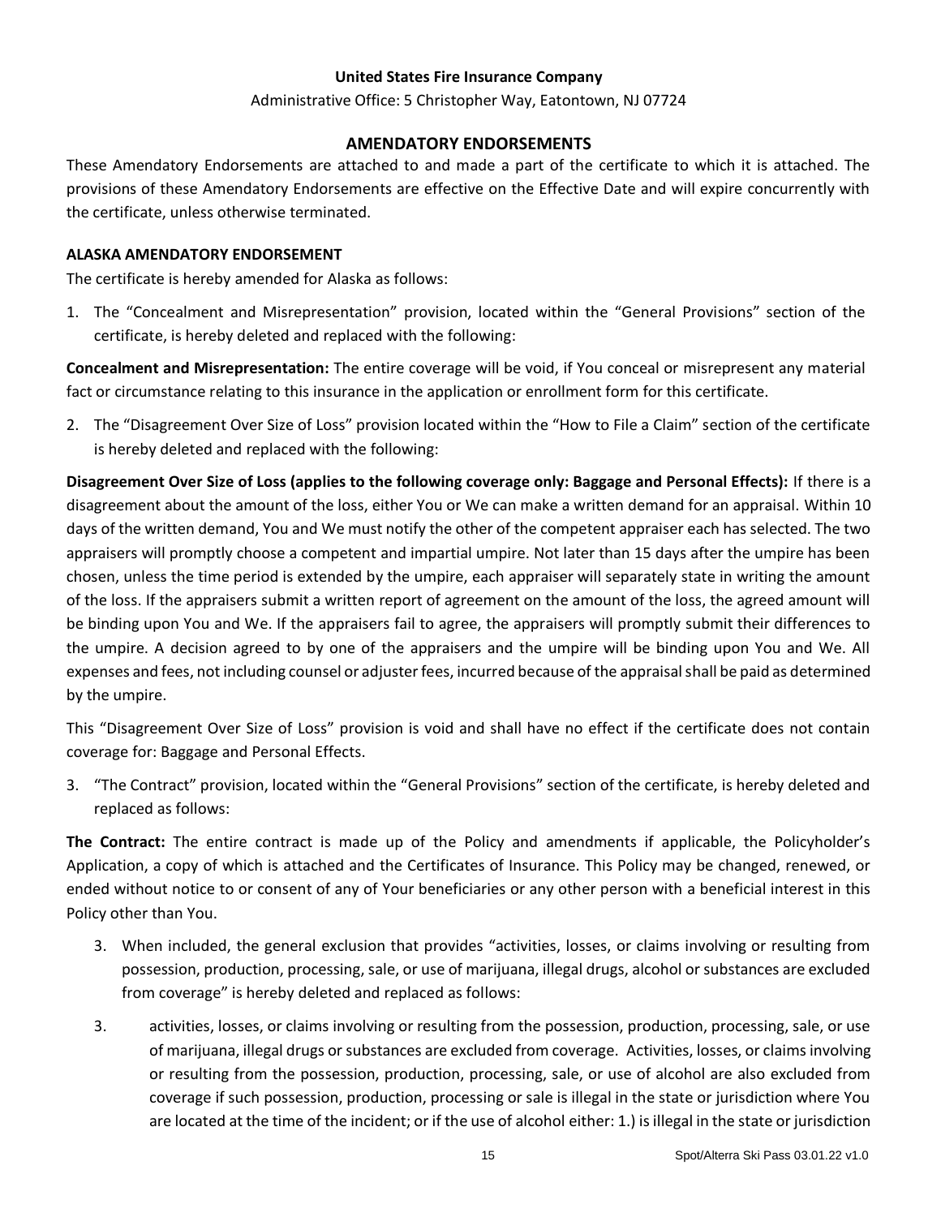**United States Fire Insurance Company**

Administrative Office: 5 Christopher Way, Eatontown, NJ 07724

## AMENDATORY ENDORSEMENTS

These Amendatory Endorsements are attached to and made a part of the certificate to which it is attached. The provisions of these Amendatory Endorsements are effective on the Effective Date and will expire concurrently with the certificate, unless otherwise terminated.

### ALASKA AMENDATORY ENDORSEMENT

The certificate is hereby amended for Alaska as follows:

1. The "Concealment and Misrepresentation" provision, located within the "General Provisions" section of the certificate, is hereby deleted and replaced with the following:

**Concealment and Misrepresentation:** The entire coverage will be void, if You conceal or misrepresent any material fact or circumstance relating to this insurance in the application or enrollment form for this certificate.

2. The "Disagreement Over Size of Loss" provision located within the "How to File a Claim" section of the certificate is hereby deleted and replaced with the following:

**Disagreement Over Size of Loss (applies to the following coverage only: Baggage and Personal Effects):** If there is a disagreement about the amount of the loss, either You or We can make a written demand for an appraisal. Within 10 days of the written demand, You and We must notify the other of the competent appraiser each has selected. The two appraisers will promptly choose a competent and impartial umpire. Not later than 15 days after the umpire has been chosen, unless the time period is extended by the umpire, each appraiser will separately state in writing the amount of the loss. If the appraisers submit a written report of agreement on the amount of the loss, the agreed amount will be binding upon You and We. If the appraisers fail to agree, the appraisers will promptly submit their differences to the umpire. A decision agreed to by one of the appraisers and the umpire will be binding upon You and We. All expenses and fees, not including counsel or adjuster fees, incurred because of the appraisal shall be paid as determined by the umpire.

This "Disagreement Over Size of Loss" provision is void and shall have no effect if the certificate does not contain coverage for: Baggage and Personal Effects.

3. "The Contract" provision, located within the "General Provisions" section of the certificate, is hereby deleted and replaced as follows:

**The Contract:** The entire contract is made up of the Policy and amendments if applicable, the Policyholder's Application, a copy of which is attached and the Certificates of Insurance. This Policy may be changed, renewed, or ended without notice to or consent of any of Your beneficiaries or any other person with a beneficial interest in this Policy other than You.

3. When included, the general exclusion that provides "activities, losses, or claims involving or resulting from possession, production, processing, sale, or use of marijuana, illegal drugs, alcohol or substances are excluded from coverage" is hereby deleted and replaced as follows:

3. activities, losses, or claims involving or resulting from the possession, production, processing, sale, or use of marijuana, illegal drugs or substances are excluded from coverage. Activities, losses, or claims involving or resulting from the possession, production, processing, sale, or use of alcohol are also excluded from coverage if such possession, production, processing or sale is illegal in the state or jurisdiction where You are located at the time of the incident; or if the use of alcohol either: 1.) is illegal in the state or jurisdiction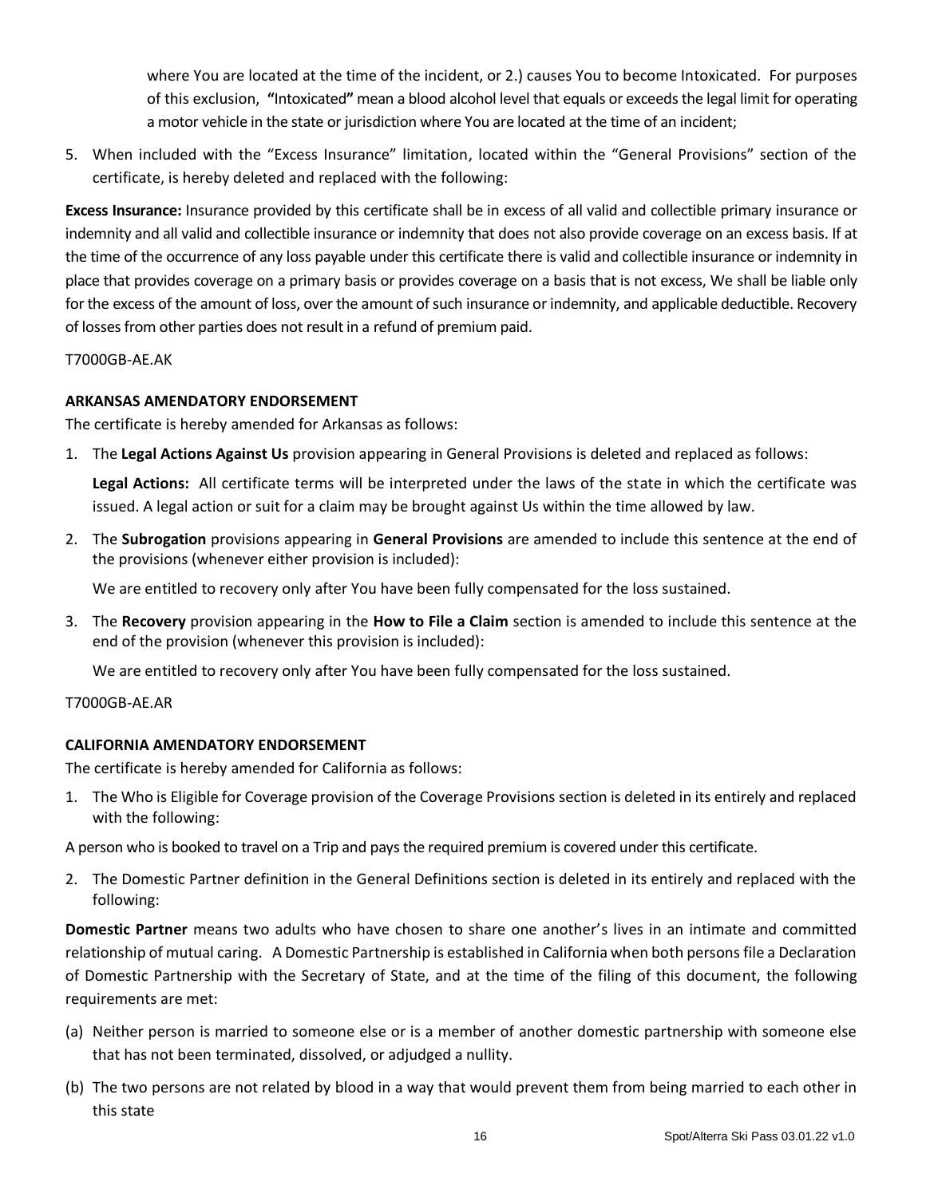where You are located at the time of the incident, or 2.) causes You to become Intoxicated. For purposes of this exclusion, **"**Intoxicated**"** mean a blood alcohol level that equals or exceeds the legal limit for operating a motor vehicle in the state or jurisdiction where You are located at the time of an incident;

5. When included with the "Excess Insurance" limitation, located within the "General Provisions" section of the certificate, is hereby deleted and replaced with the following:

**Excess Insurance:** Insurance provided by this certificate shall be in excess of all valid and collectible primary insurance or indemnity and all valid and collectible insurance or indemnity that does not also provide coverage on an excess basis. If at the time of the occurrence of any loss payable under this certificate there is valid and collectible insurance or indemnity in place that provides coverage on a primary basis or provides coverage on a basis that is not excess, We shall be liable only for the excess of the amount of loss, over the amount of such insurance or indemnity, and applicable deductible. Recovery of losses from other parties does not result in a refund of premium paid.

T7000GB-AE.AK

**ARKANSAS AMENDATORY ENDORSEMENT**

The certificate is hereby amended for Arkansas as follows:

1. The **Legal Actions Against Us** provision appearing in General Provisions is deleted and replaced as follows:

   **Legal Actions:** All certificate terms will be interpreted under the laws of the state in which the certificate was issued. A legal action or suit for a claim may be brought against Us within the time allowed by law.

2. The **Subrogation** provisions appearing in **General Provisions** are amended to include this sentence at the end of the provisions (whenever either provision is included):

   We are entitled to recovery only after You have been fully compensated for the loss sustained.

3. The **Recovery** provision appearing in the **How to File a Claim** section is amended to include this sentence at the end of the provision (whenever this provision is included):

   We are entitled to recovery only after You have been fully compensated for the loss sustained.

T7000GB-AE.AR

**CALIFORNIA AMENDATORY ENDORSEMENT**

The certificate is hereby amended for California as follows:

1. The Who is Eligible for Coverage provision of the Coverage Provisions section is deleted in its entirely and replaced with the following:

A person who is booked to travel on a Trip and pays the required premium is covered under this certificate.

2. The Domestic Partner definition in the General Definitions section is deleted in its entirely and replaced with the following:

**Domestic Partner** means two adults who have chosen to share one another's lives in an intimate and committed relationship of mutual caring. A Domestic Partnership is established in California when both persons file a Declaration of Domestic Partnership with the Secretary of State, and at the time of the filing of this document, the following requirements are met:

(a) Neither person is married to someone else or is a member of another domestic partnership with someone else that has not been terminated, dissolved, or adjudged a nullity.

(b) The two persons are not related by blood in a way that would prevent them from being married to each other in this state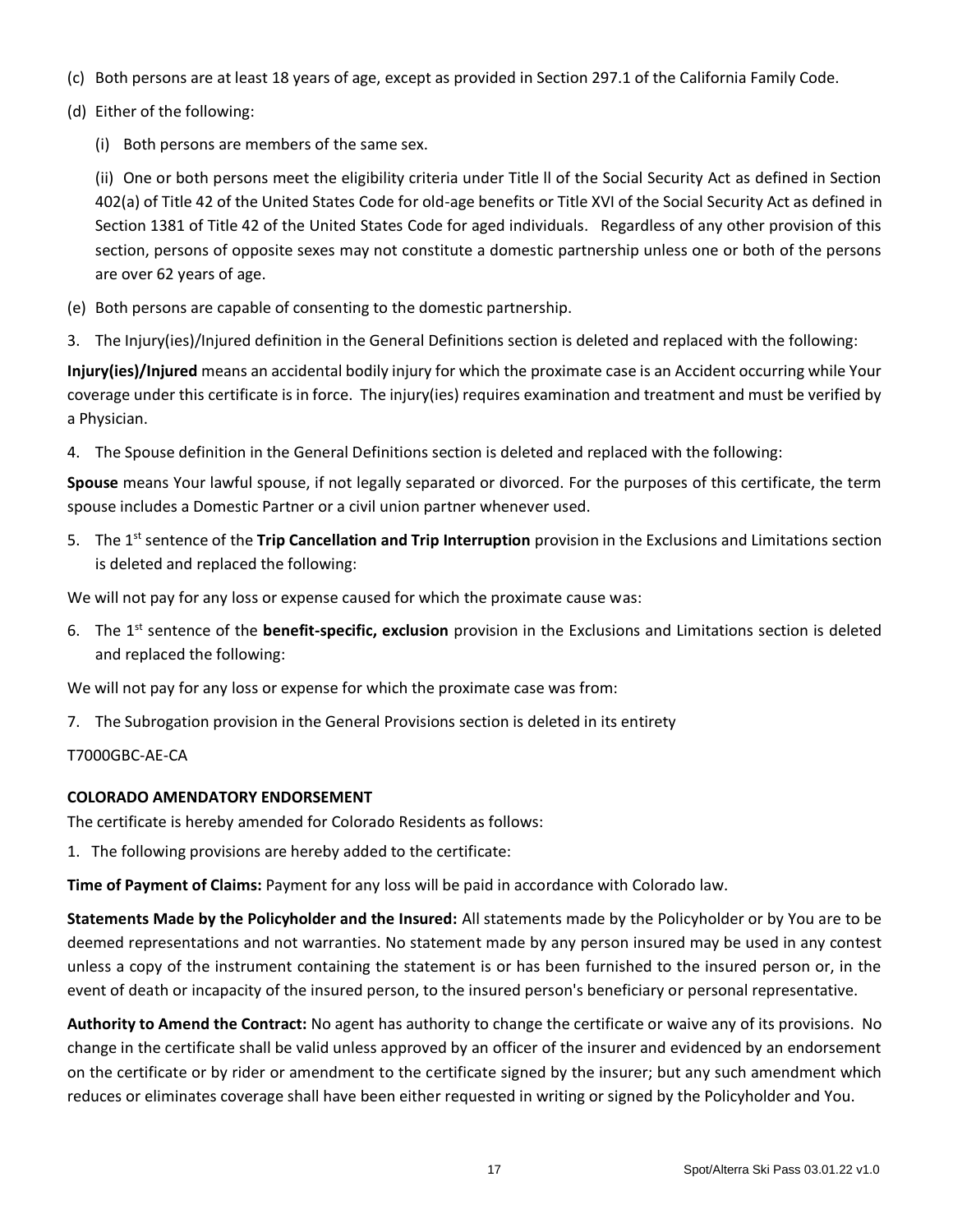(c) Both persons are at least 18 years of age, except as provided in Section 297.1 of the California Family Code.

(d) Either of the following:

(i) Both persons are members of the same sex.

(ii) One or both persons meet the eligibility criteria under Title ll of the Social Security Act as defined in Section 402(a) of Title 42 of the United States Code for old-age benefits or Title XVI of the Social Security Act as defined in Section 1381 of Title 42 of the United States Code for aged individuals. Regardless of any other provision of this section, persons of opposite sexes may not constitute a domestic partnership unless one or both of the persons are over 62 years of age.

(e) Both persons are capable of consenting to the domestic partnership.

3. The Injury(ies)/Injured definition in the General Definitions section is deleted and replaced with the following:

**Injury(ies)/Injured** means an accidental bodily injury for which the proximate case is an Accident occurring while Your coverage under this certificate is in force. The injury(ies) requires examination and treatment and must be verified by a Physician.

4. The Spouse definition in the General Definitions section is deleted and replaced with the following:

**Spouse** means Your lawful spouse, if not legally separated or divorced. For the purposes of this certificate, the term spouse includes a Domestic Partner or a civil union partner whenever used.

5. The 1st sentence of the **Trip Cancellation and Trip Interruption** provision in the Exclusions and Limitations section is deleted and replaced the following:

We will not pay for any loss or expense caused for which the proximate cause was:

6. The 1st sentence of the **benefit-specific, exclusion** provision in the Exclusions and Limitations section is deleted and replaced the following:

We will not pay for any loss or expense for which the proximate case was from:

7. The Subrogation provision in the General Provisions section is deleted in its entirety

T7000GBC-AE-CA

**COLORADO AMENDATORY ENDORSEMENT**

The certificate is hereby amended for Colorado Residents as follows:

1. The following provisions are hereby added to the certificate:

**Time of Payment of Claims:** Payment for any loss will be paid in accordance with Colorado law.

**Statements Made by the Policyholder and the Insured:** All statements made by the Policyholder or by You are to be deemed representations and not warranties. No statement made by any person insured may be used in any contest unless a copy of the instrument containing the statement is or has been furnished to the insured person or, in the event of death or incapacity of the insured person, to the insured person's beneficiary or personal representative.

**Authority to Amend the Contract:** No agent has authority to change the certificate or waive any of its provisions. No change in the certificate shall be valid unless approved by an officer of the insurer and evidenced by an endorsement on the certificate or by rider or amendment to the certificate signed by the insurer; but any such amendment which reduces or eliminates coverage shall have been either requested in writing or signed by the Policyholder and You.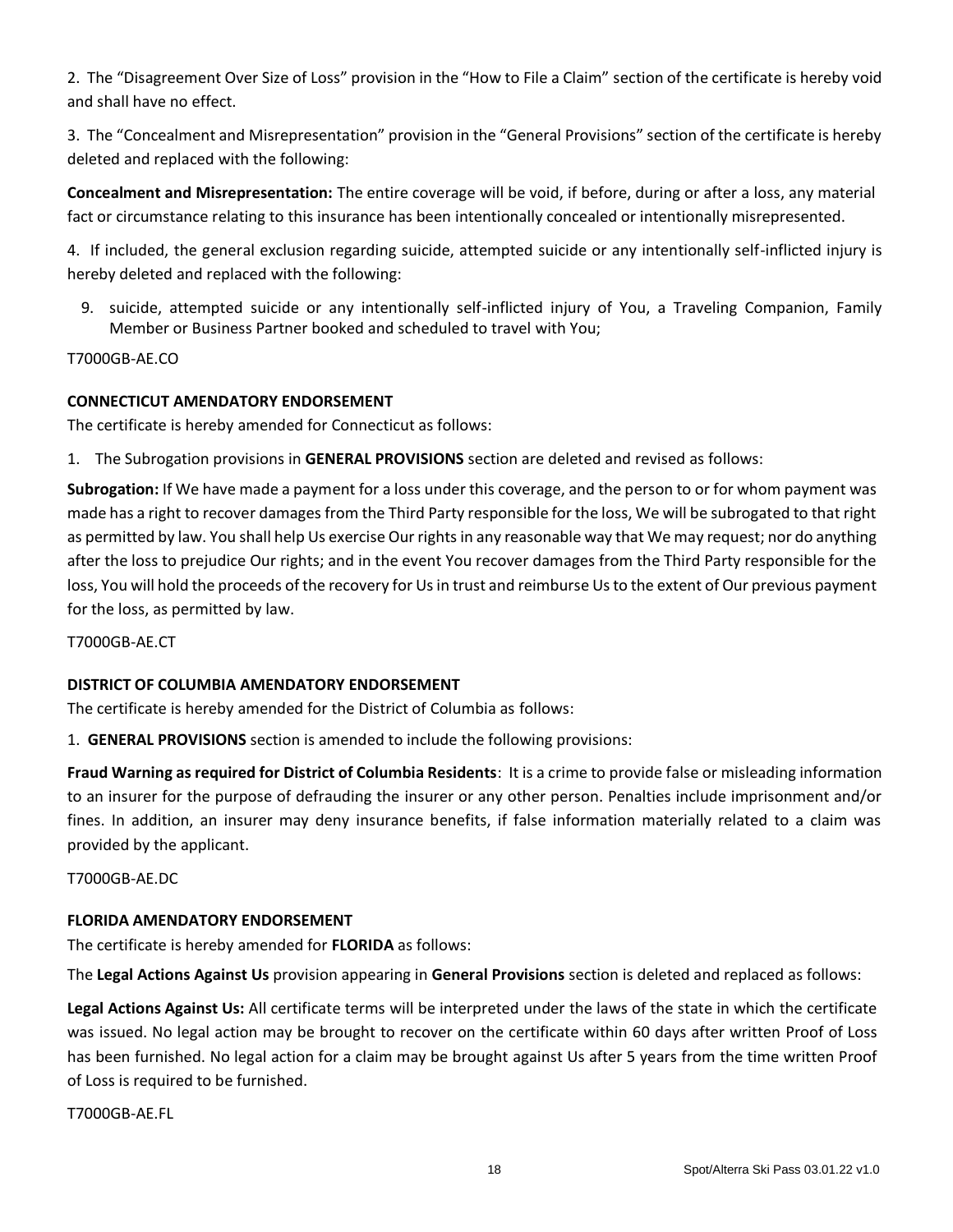2. The "Disagreement Over Size of Loss" provision in the "How to File a Claim" section of the certificate is hereby void and shall have no effect.

3. The "Concealment and Misrepresentation" provision in the "General Provisions" section of the certificate is hereby deleted and replaced with the following:

**Concealment and Misrepresentation:** The entire coverage will be void, if before, during or after a loss, any material fact or circumstance relating to this insurance has been intentionally concealed or intentionally misrepresented.

4. If included, the general exclusion regarding suicide, attempted suicide or any intentionally self-inflicted injury is hereby deleted and replaced with the following:

9. suicide, attempted suicide or any intentionally self-inflicted injury of You, a Traveling Companion, Family Member or Business Partner booked and scheduled to travel with You;

T7000GB-AE.CO

**CONNECTICUT AMENDATORY ENDORSEMENT**

The certificate is hereby amended for Connecticut as follows:

1. The Subrogation provisions in **GENERAL PROVISIONS** section are deleted and revised as follows:

**Subrogation:** If We have made a payment for a loss under this coverage, and the person to or for whom payment was made has a right to recover damages from the Third Party responsible for the loss, We will be subrogated to that right as permitted by law. You shall help Us exercise Our rights in any reasonable way that We may request; nor do anything after the loss to prejudice Our rights; and in the event You recover damages from the Third Party responsible for the loss, You will hold the proceeds of the recovery for Us in trust and reimburse Us to the extent of Our previous payment for the loss, as permitted by law.

T7000GB-AE.CT

**DISTRICT OF COLUMBIA AMENDATORY ENDORSEMENT**

The certificate is hereby amended for the District of Columbia as follows:

1. **GENERAL PROVISIONS** section is amended to include the following provisions:

**Fraud Warning as required for District of Columbia Residents**: It is a crime to provide false or misleading information to an insurer for the purpose of defrauding the insurer or any other person. Penalties include imprisonment and/or fines. In addition, an insurer may deny insurance benefits, if false information materially related to a claim was provided by the applicant.

T7000GB-AE.DC

**FLORIDA AMENDATORY ENDORSEMENT**

The certificate is hereby amended for **FLORIDA** as follows:

The **Legal Actions Against Us** provision appearing in **General Provisions** section is deleted and replaced as follows:

**Legal Actions Against Us:** All certificate terms will be interpreted under the laws of the state in which the certificate was issued. No legal action may be brought to recover on the certificate within 60 days after written Proof of Loss has been furnished. No legal action for a claim may be brought against Us after 5 years from the time written Proof of Loss is required to be furnished.

T7000GB-AE.FL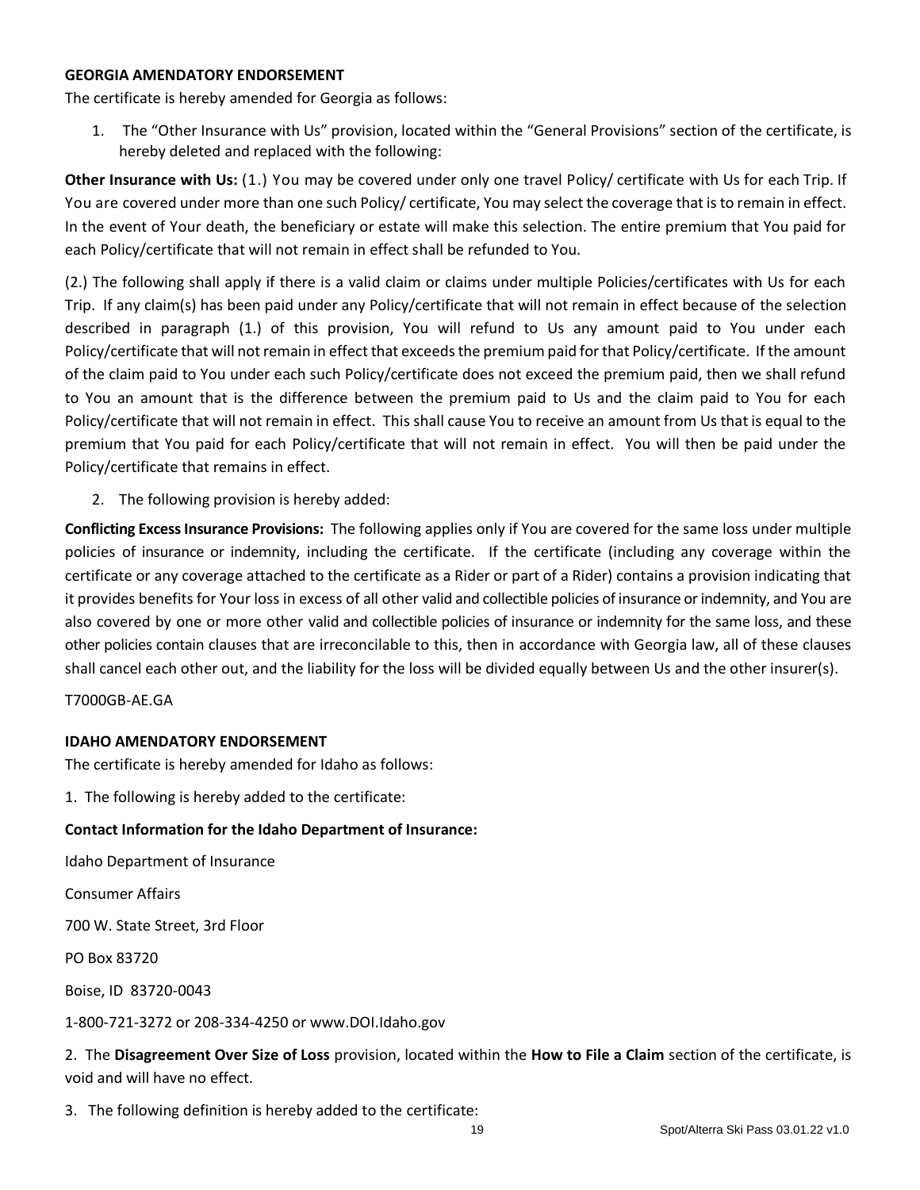**GEORGIA AMENDATORY ENDORSEMENT**

The certificate is hereby amended for Georgia as follows:

1. The "Other Insurance with Us" provision, located within the "General Provisions" section of the certificate, is hereby deleted and replaced with the following:

**Other Insurance with Us:** (1.) You may be covered under only one travel Policy/ certificate with Us for each Trip. If You are covered under more than one such Policy/ certificate, You may select the coverage that is to remain in effect. In the event of Your death, the beneficiary or estate will make this selection. The entire premium that You paid for each Policy/certificate that will not remain in effect shall be refunded to You.

(2.) The following shall apply if there is a valid claim or claims under multiple Policies/certificates with Us for each Trip. If any claim(s) has been paid under any Policy/certificate that will not remain in effect because of the selection described in paragraph (1.) of this provision, You will refund to Us any amount paid to You under each Policy/certificate that will not remain in effect that exceeds the premium paid for that Policy/certificate. If the amount of the claim paid to You under each such Policy/certificate does not exceed the premium paid, then we shall refund to You an amount that is the difference between the premium paid to Us and the claim paid to You for each Policy/certificate that will not remain in effect. This shall cause You to receive an amount from Us that is equal to the premium that You paid for each Policy/certificate that will not remain in effect. You will then be paid under the Policy/certificate that remains in effect.

2. The following provision is hereby added:

**Conflicting Excess Insurance Provisions:** The following applies only if You are covered for the same loss under multiple policies of insurance or indemnity, including the certificate. If the certificate (including any coverage within the certificate or any coverage attached to the certificate as a Rider or part of a Rider) contains a provision indicating that it provides benefits for Your loss in excess of all other valid and collectible policies of insurance or indemnity, and You are also covered by one or more other valid and collectible policies of insurance or indemnity for the same loss, and these other policies contain clauses that are irreconcilable to this, then in accordance with Georgia law, all of these clauses shall cancel each other out, and the liability for the loss will be divided equally between Us and the other insurer(s).

T7000GB-AE.GA

**IDAHO AMENDATORY ENDORSEMENT**

The certificate is hereby amended for Idaho as follows:

1. The following is hereby added to the certificate:

**Contact Information for the Idaho Department of Insurance:**

Idaho Department of Insurance

Consumer Affairs

700 W. State Street, 3rd Floor

PO Box 83720

Boise, ID 83720-0043

1-800-721-3272 or 208-334-4250 or www.DOI.Idaho.gov

2. The **Disagreement Over Size of Loss** provision, located within the **How to File a Claim** section of the certificate, is void and will have no effect.

3. The following definition is hereby added to the certificate: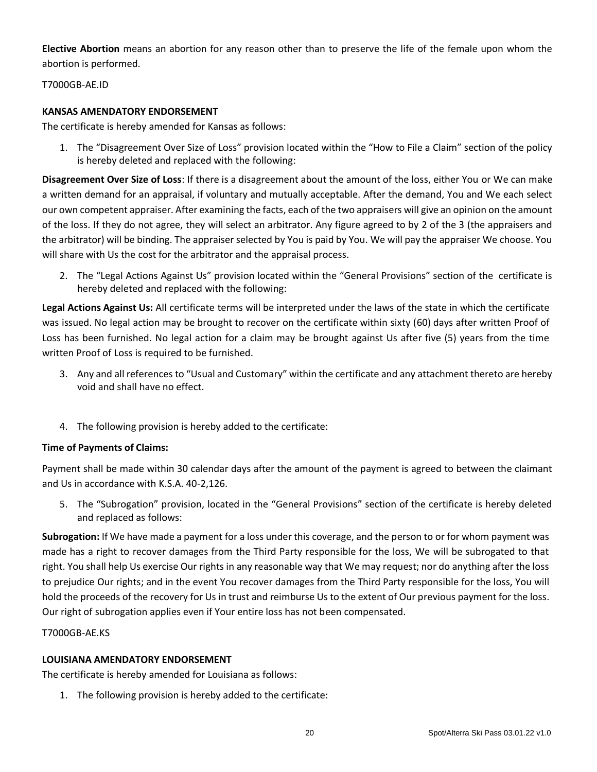**Elective Abortion** means an abortion for any reason other than to preserve the life of the female upon whom the abortion is performed.

T7000GB-AE.ID

**KANSAS AMENDATORY ENDORSEMENT**

The certificate is hereby amended for Kansas as follows:

1. The "Disagreement Over Size of Loss" provision located within the "How to File a Claim" section of the policy is hereby deleted and replaced with the following:

**Disagreement Over Size of Loss**: If there is a disagreement about the amount of the loss, either You or We can make a written demand for an appraisal, if voluntary and mutually acceptable. After the demand, You and We each select our own competent appraiser. After examining the facts, each of the two appraisers will give an opinion on the amount of the loss. If they do not agree, they will select an arbitrator. Any figure agreed to by 2 of the 3 (the appraisers and the arbitrator) will be binding. The appraiser selected by You is paid by You. We will pay the appraiser We choose. You will share with Us the cost for the arbitrator and the appraisal process.

2. The "Legal Actions Against Us" provision located within the "General Provisions" section of the certificate is hereby deleted and replaced with the following:

**Legal Actions Against Us:** All certificate terms will be interpreted under the laws of the state in which the certificate was issued. No legal action may be brought to recover on the certificate within sixty (60) days after written Proof of Loss has been furnished. No legal action for a claim may be brought against Us after five (5) years from the time written Proof of Loss is required to be furnished.

3. Any and all references to "Usual and Customary" within the certificate and any attachment thereto are hereby void and shall have no effect.

4. The following provision is hereby added to the certificate:

**Time of Payments of Claims:**

Payment shall be made within 30 calendar days after the amount of the payment is agreed to between the claimant and Us in accordance with K.S.A. 40-2,126.

5. The "Subrogation" provision, located in the "General Provisions" section of the certificate is hereby deleted and replaced as follows:

**Subrogation:** If We have made a payment for a loss under this coverage, and the person to or for whom payment was made has a right to recover damages from the Third Party responsible for the loss, We will be subrogated to that right. You shall help Us exercise Our rights in any reasonable way that We may request; nor do anything after the loss to prejudice Our rights; and in the event You recover damages from the Third Party responsible for the loss, You will hold the proceeds of the recovery for Us in trust and reimburse Us to the extent of Our previous payment for the loss. Our right of subrogation applies even if Your entire loss has not been compensated.

T7000GB-AE.KS

**LOUISIANA AMENDATORY ENDORSEMENT**

The certificate is hereby amended for Louisiana as follows:

1. The following provision is hereby added to the certificate: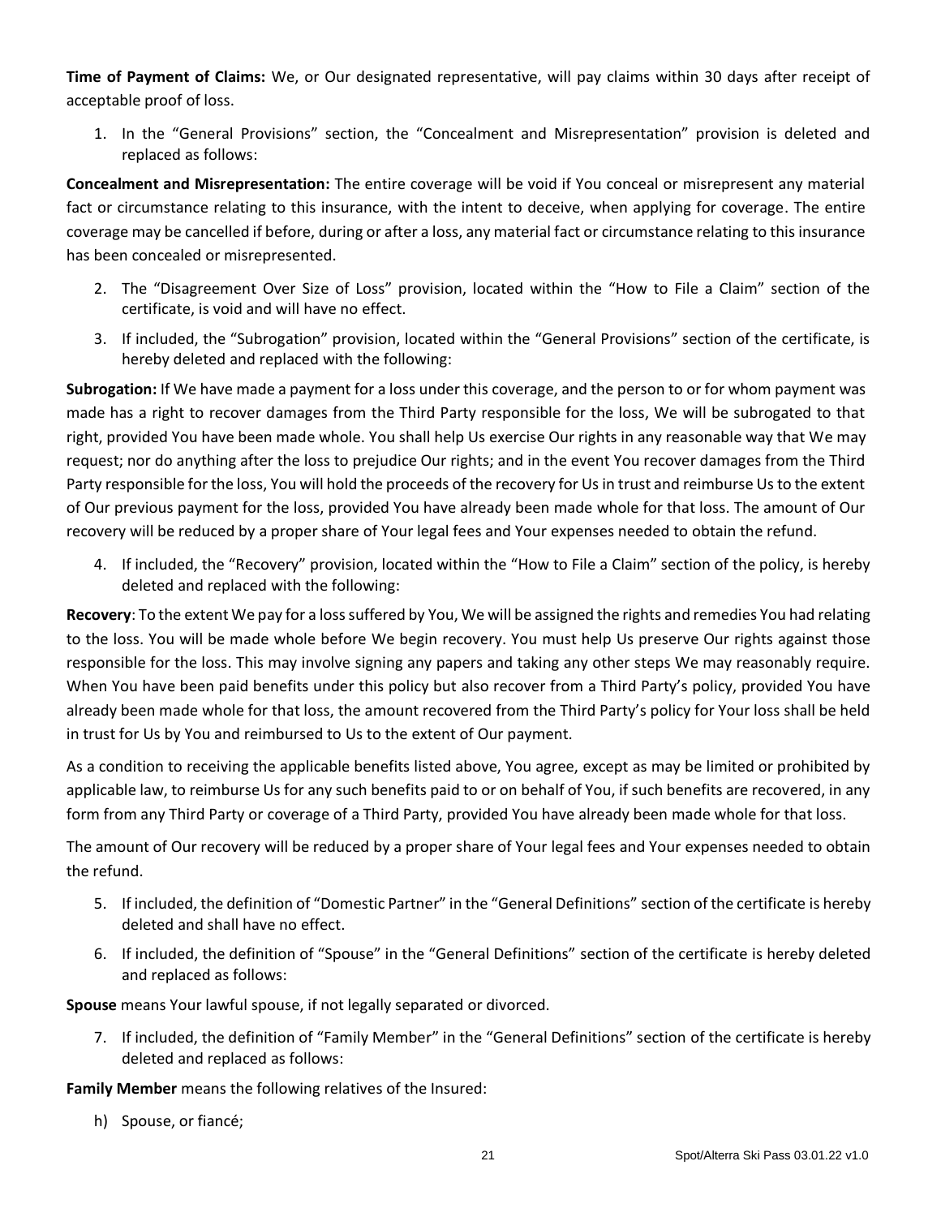**Time of Payment of Claims:** We, or Our designated representative, will pay claims within 30 days after receipt of acceptable proof of loss.

1. In the "General Provisions" section, the "Concealment and Misrepresentation" provision is deleted and replaced as follows:

**Concealment and Misrepresentation:** The entire coverage will be void if You conceal or misrepresent any material fact or circumstance relating to this insurance, with the intent to deceive, when applying for coverage. The entire coverage may be cancelled if before, during or after a loss, any material fact or circumstance relating to this insurance has been concealed or misrepresented.

2. The "Disagreement Over Size of Loss" provision, located within the "How to File a Claim" section of the certificate, is void and will have no effect.
3. If included, the "Subrogation" provision, located within the "General Provisions" section of the certificate, is hereby deleted and replaced with the following:

**Subrogation:** If We have made a payment for a loss under this coverage, and the person to or for whom payment was made has a right to recover damages from the Third Party responsible for the loss, We will be subrogated to that right, provided You have been made whole. You shall help Us exercise Our rights in any reasonable way that We may request; nor do anything after the loss to prejudice Our rights; and in the event You recover damages from the Third Party responsible for the loss, You will hold the proceeds of the recovery for Us in trust and reimburse Us to the extent of Our previous payment for the loss, provided You have already been made whole for that loss. The amount of Our recovery will be reduced by a proper share of Your legal fees and Your expenses needed to obtain the refund.

4. If included, the "Recovery" provision, located within the "How to File a Claim" section of the policy, is hereby deleted and replaced with the following:

**Recovery**: To the extent We pay for a loss suffered by You, We will be assigned the rights and remedies You had relating to the loss. You will be made whole before We begin recovery. You must help Us preserve Our rights against those responsible for the loss. This may involve signing any papers and taking any other steps We may reasonably require. When You have been paid benefits under this policy but also recover from a Third Party's policy, provided You have already been made whole for that loss, the amount recovered from the Third Party's policy for Your loss shall be held in trust for Us by You and reimbursed to Us to the extent of Our payment.

As a condition to receiving the applicable benefits listed above, You agree, except as may be limited or prohibited by applicable law, to reimburse Us for any such benefits paid to or on behalf of You, if such benefits are recovered, in any form from any Third Party or coverage of a Third Party, provided You have already been made whole for that loss.

The amount of Our recovery will be reduced by a proper share of Your legal fees and Your expenses needed to obtain the refund.

5. If included, the definition of "Domestic Partner" in the "General Definitions" section of the certificate is hereby deleted and shall have no effect.
6. If included, the definition of "Spouse" in the "General Definitions" section of the certificate is hereby deleted and replaced as follows:

**Spouse** means Your lawful spouse, if not legally separated or divorced.

7. If included, the definition of "Family Member" in the "General Definitions" section of the certificate is hereby deleted and replaced as follows:

**Family Member** means the following relatives of the Insured:

h) Spouse, or fiancé;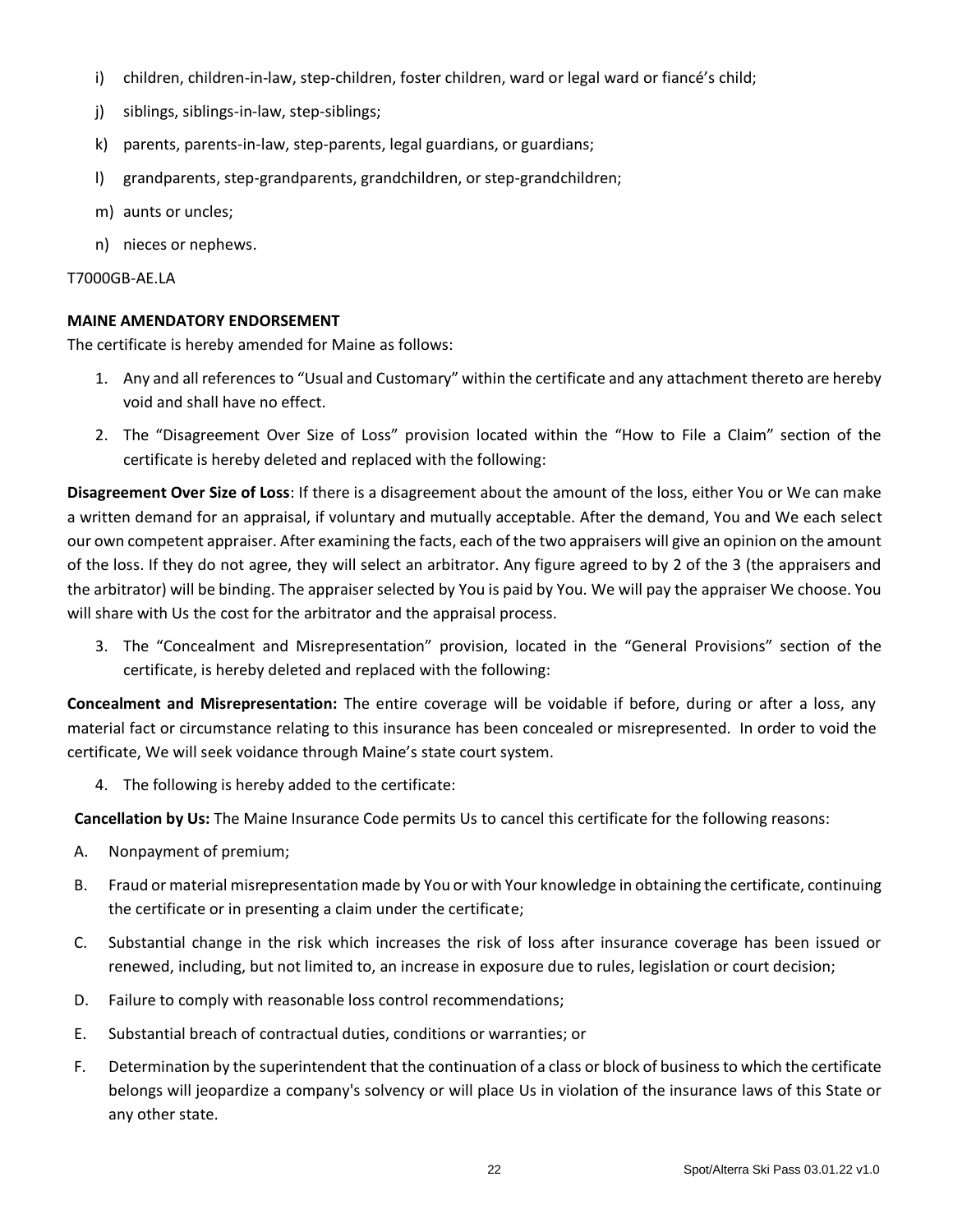i) children, children-in-law, step-children, foster children, ward or legal ward or fiancé's child;

j) siblings, siblings-in-law, step-siblings;

k) parents, parents-in-law, step-parents, legal guardians, or guardians;

l) grandparents, step-grandparents, grandchildren, or step-grandchildren;

m) aunts or uncles;

n) nieces or nephews.

T7000GB-AE.LA

**MAINE AMENDATORY ENDORSEMENT**

The certificate is hereby amended for Maine as follows:

1. Any and all references to "Usual and Customary" within the certificate and any attachment thereto are hereby void and shall have no effect.
2. The "Disagreement Over Size of Loss" provision located within the "How to File a Claim" section of the certificate is hereby deleted and replaced with the following:

**Disagreement Over Size of Loss**: If there is a disagreement about the amount of the loss, either You or We can make a written demand for an appraisal, if voluntary and mutually acceptable. After the demand, You and We each select our own competent appraiser. After examining the facts, each of the two appraisers will give an opinion on the amount of the loss. If they do not agree, they will select an arbitrator. Any figure agreed to by 2 of the 3 (the appraisers and the arbitrator) will be binding. The appraiser selected by You is paid by You. We will pay the appraiser We choose. You will share with Us the cost for the arbitrator and the appraisal process.

3. The "Concealment and Misrepresentation" provision, located in the "General Provisions" section of the certificate, is hereby deleted and replaced with the following:

**Concealment and Misrepresentation:** The entire coverage will be voidable if before, during or after a loss, any material fact or circumstance relating to this insurance has been concealed or misrepresented. In order to void the certificate, We will seek voidance through Maine's state court system.

4. The following is hereby added to the certificate:

**Cancellation by Us:** The Maine Insurance Code permits Us to cancel this certificate for the following reasons:

A. Nonpayment of premium;

B. Fraud or material misrepresentation made by You or with Your knowledge in obtaining the certificate, continuing the certificate or in presenting a claim under the certificate;

C. Substantial change in the risk which increases the risk of loss after insurance coverage has been issued or renewed, including, but not limited to, an increase in exposure due to rules, legislation or court decision;

D. Failure to comply with reasonable loss control recommendations;

E. Substantial breach of contractual duties, conditions or warranties; or

F. Determination by the superintendent that the continuation of a class or block of business to which the certificate belongs will jeopardize a company's solvency or will place Us in violation of the insurance laws of this State or any other state.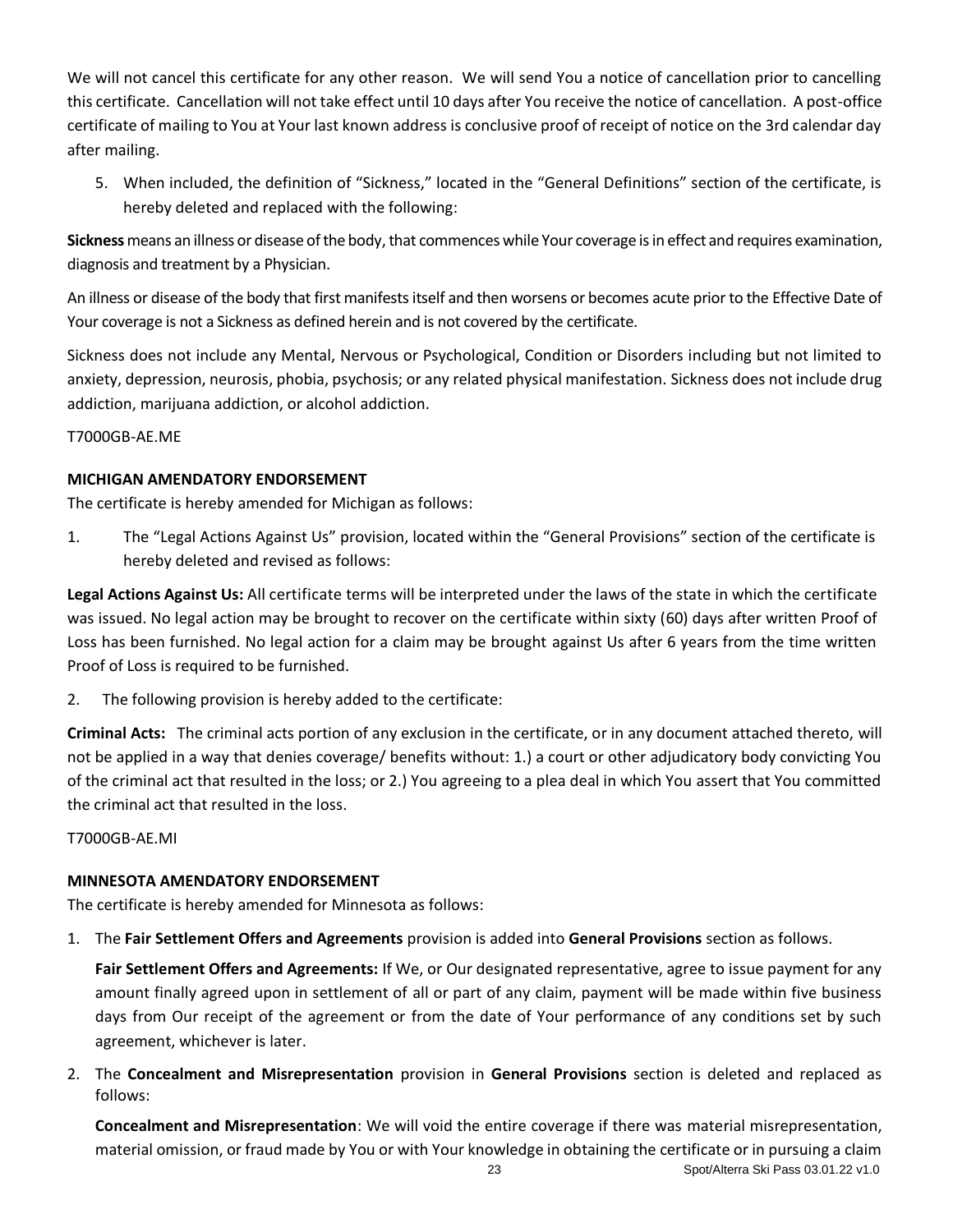We will not cancel this certificate for any other reason. We will send You a notice of cancellation prior to cancelling this certificate. Cancellation will not take effect until 10 days after You receive the notice of cancellation. A post-office certificate of mailing to You at Your last known address is conclusive proof of receipt of notice on the 3rd calendar day after mailing.

5. When included, the definition of "Sickness," located in the "General Definitions" section of the certificate, is hereby deleted and replaced with the following:

**Sickness** means an illness or disease of the body, that commences while Your coverage is in effect and requires examination, diagnosis and treatment by a Physician.

An illness or disease of the body that first manifests itself and then worsens or becomes acute prior to the Effective Date of Your coverage is not a Sickness as defined herein and is not covered by the certificate.

Sickness does not include any Mental, Nervous or Psychological, Condition or Disorders including but not limited to anxiety, depression, neurosis, phobia, psychosis; or any related physical manifestation. Sickness does not include drug addiction, marijuana addiction, or alcohol addiction.

T7000GB-AE.ME

**MICHIGAN AMENDATORY ENDORSEMENT**

The certificate is hereby amended for Michigan as follows:

1. The "Legal Actions Against Us" provision, located within the "General Provisions" section of the certificate is hereby deleted and revised as follows:

**Legal Actions Against Us:** All certificate terms will be interpreted under the laws of the state in which the certificate was issued. No legal action may be brought to recover on the certificate within sixty (60) days after written Proof of Loss has been furnished. No legal action for a claim may be brought against Us after 6 years from the time written Proof of Loss is required to be furnished.

2. The following provision is hereby added to the certificate:

**Criminal Acts:** The criminal acts portion of any exclusion in the certificate, or in any document attached thereto, will not be applied in a way that denies coverage/ benefits without: 1.) a court or other adjudicatory body convicting You of the criminal act that resulted in the loss; or 2.) You agreeing to a plea deal in which You assert that You committed the criminal act that resulted in the loss.

T7000GB-AE.MI

**MINNESOTA AMENDATORY ENDORSEMENT**

The certificate is hereby amended for Minnesota as follows:

1. The **Fair Settlement Offers and Agreements** provision is added into **General Provisions** section as follows.

   **Fair Settlement Offers and Agreements:** If We, or Our designated representative, agree to issue payment for any amount finally agreed upon in settlement of all or part of any claim, payment will be made within five business days from Our receipt of the agreement or from the date of Your performance of any conditions set by such agreement, whichever is later.

2. The **Concealment and Misrepresentation** provision in **General Provisions** section is deleted and replaced as follows:

   **Concealment and Misrepresentation**: We will void the entire coverage if there was material misrepresentation, material omission, or fraud made by You or with Your knowledge in obtaining the certificate or in pursuing a claim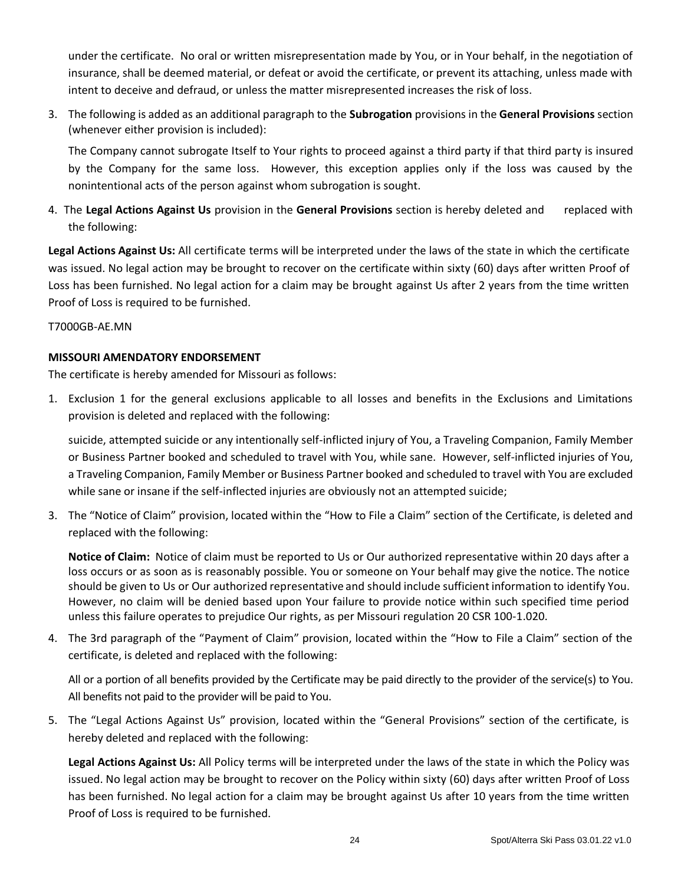under the certificate. No oral or written misrepresentation made by You, or in Your behalf, in the negotiation of insurance, shall be deemed material, or defeat or avoid the certificate, or prevent its attaching, unless made with intent to deceive and defraud, or unless the matter misrepresented increases the risk of loss.

3. The following is added as an additional paragraph to the **Subrogation** provisions in the **General Provisions** section (whenever either provision is included):

   The Company cannot subrogate Itself to Your rights to proceed against a third party if that third party is insured by the Company for the same loss. However, this exception applies only if the loss was caused by the nonintentional acts of the person against whom subrogation is sought.

4. The **Legal Actions Against Us** provision in the **General Provisions** section is hereby deleted and replaced with the following:

**Legal Actions Against Us:** All certificate terms will be interpreted under the laws of the state in which the certificate was issued. No legal action may be brought to recover on the certificate within sixty (60) days after written Proof of Loss has been furnished. No legal action for a claim may be brought against Us after 2 years from the time written Proof of Loss is required to be furnished.

T7000GB-AE.MN

**MISSOURI AMENDATORY ENDORSEMENT**

The certificate is hereby amended for Missouri as follows:

1. Exclusion 1 for the general exclusions applicable to all losses and benefits in the Exclusions and Limitations provision is deleted and replaced with the following:

   suicide, attempted suicide or any intentionally self-inflicted injury of You, a Traveling Companion, Family Member or Business Partner booked and scheduled to travel with You, while sane. However, self-inflicted injuries of You, a Traveling Companion, Family Member or Business Partner booked and scheduled to travel with You are excluded while sane or insane if the self-inflected injuries are obviously not an attempted suicide;

3. The "Notice of Claim" provision, located within the "How to File a Claim" section of the Certificate, is deleted and replaced with the following:

   **Notice of Claim:** Notice of claim must be reported to Us or Our authorized representative within 20 days after a loss occurs or as soon as is reasonably possible. You or someone on Your behalf may give the notice. The notice should be given to Us or Our authorized representative and should include sufficient information to identify You. However, no claim will be denied based upon Your failure to provide notice within such specified time period unless this failure operates to prejudice Our rights, as per Missouri regulation 20 CSR 100-1.020.

4. The 3rd paragraph of the "Payment of Claim" provision, located within the "How to File a Claim" section of the certificate, is deleted and replaced with the following:

   All or a portion of all benefits provided by the Certificate may be paid directly to the provider of the service(s) to You. All benefits not paid to the provider will be paid to You.

5. The "Legal Actions Against Us" provision, located within the "General Provisions" section of the certificate, is hereby deleted and replaced with the following:

   **Legal Actions Against Us:** All Policy terms will be interpreted under the laws of the state in which the Policy was issued. No legal action may be brought to recover on the Policy within sixty (60) days after written Proof of Loss has been furnished. No legal action for a claim may be brought against Us after 10 years from the time written Proof of Loss is required to be furnished.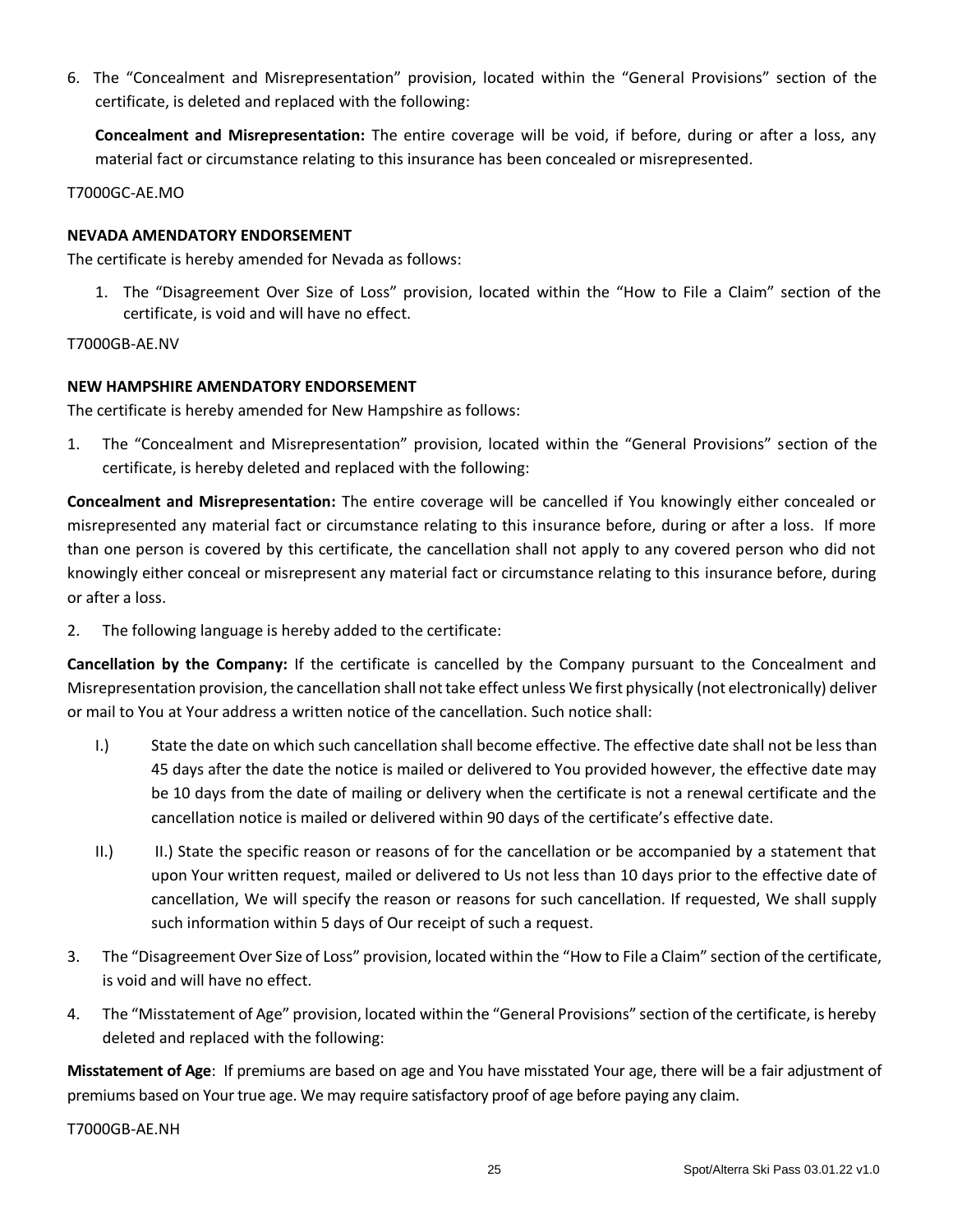6. The "Concealment and Misrepresentation" provision, located within the "General Provisions" section of the certificate, is deleted and replaced with the following:

   **Concealment and Misrepresentation:** The entire coverage will be void, if before, during or after a loss, any material fact or circumstance relating to this insurance has been concealed or misrepresented.

T7000GC-AE.MO

**NEVADA AMENDATORY ENDORSEMENT**

The certificate is hereby amended for Nevada as follows:

1. The "Disagreement Over Size of Loss" provision, located within the "How to File a Claim" section of the certificate, is void and will have no effect.

T7000GB-AE.NV

**NEW HAMPSHIRE AMENDATORY ENDORSEMENT**

The certificate is hereby amended for New Hampshire as follows:

1. The "Concealment and Misrepresentation" provision, located within the "General Provisions" section of the certificate, is hereby deleted and replaced with the following:

**Concealment and Misrepresentation:** The entire coverage will be cancelled if You knowingly either concealed or misrepresented any material fact or circumstance relating to this insurance before, during or after a loss. If more than one person is covered by this certificate, the cancellation shall not apply to any covered person who did not knowingly either conceal or misrepresent any material fact or circumstance relating to this insurance before, during or after a loss.

2. The following language is hereby added to the certificate:

**Cancellation by the Company:** If the certificate is cancelled by the Company pursuant to the Concealment and Misrepresentation provision, the cancellation shall not take effect unless We first physically (not electronically) deliver or mail to You at Your address a written notice of the cancellation. Such notice shall:

I.) State the date on which such cancellation shall become effective. The effective date shall not be less than 45 days after the date the notice is mailed or delivered to You provided however, the effective date may be 10 days from the date of mailing or delivery when the certificate is not a renewal certificate and the cancellation notice is mailed or delivered within 90 days of the certificate's effective date.

II.) II.) State the specific reason or reasons of for the cancellation or be accompanied by a statement that upon Your written request, mailed or delivered to Us not less than 10 days prior to the effective date of cancellation, We will specify the reason or reasons for such cancellation. If requested, We shall supply such information within 5 days of Our receipt of such a request.

3. The "Disagreement Over Size of Loss" provision, located within the "How to File a Claim" section of the certificate, is void and will have no effect.

4. The "Misstatement of Age" provision, located within the "General Provisions" section of the certificate, is hereby deleted and replaced with the following:

**Misstatement of Age**: If premiums are based on age and You have misstated Your age, there will be a fair adjustment of premiums based on Your true age. We may require satisfactory proof of age before paying any claim.

T7000GB-AE.NH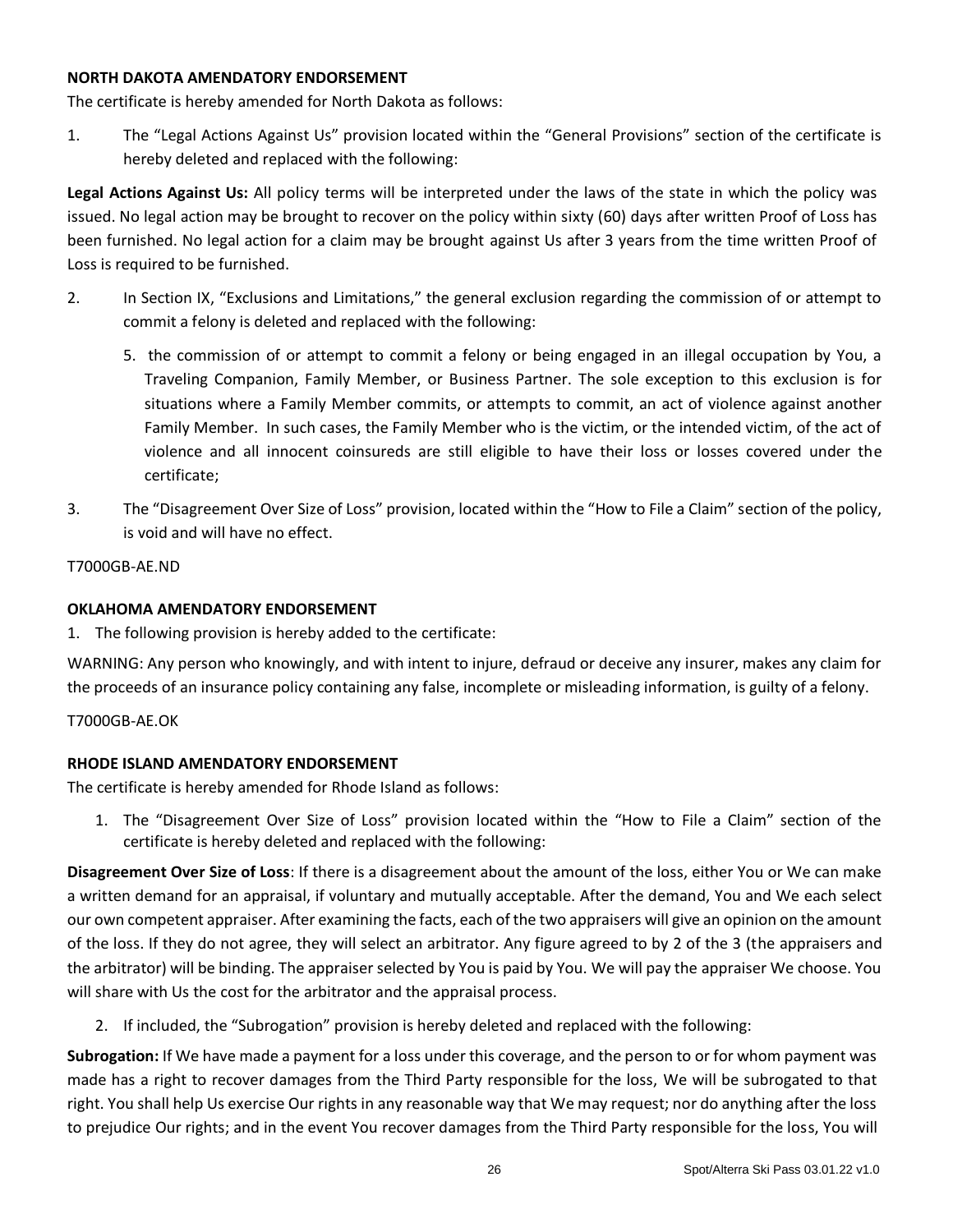**NORTH DAKOTA AMENDATORY ENDORSEMENT**

The certificate is hereby amended for North Dakota as follows:

1. The "Legal Actions Against Us" provision located within the "General Provisions" section of the certificate is hereby deleted and replaced with the following:

**Legal Actions Against Us:** All policy terms will be interpreted under the laws of the state in which the policy was issued. No legal action may be brought to recover on the policy within sixty (60) days after written Proof of Loss has been furnished. No legal action for a claim may be brought against Us after 3 years from the time written Proof of Loss is required to be furnished.

2. In Section IX, "Exclusions and Limitations," the general exclusion regarding the commission of or attempt to commit a felony is deleted and replaced with the following:

   5. the commission of or attempt to commit a felony or being engaged in an illegal occupation by You, a Traveling Companion, Family Member, or Business Partner. The sole exception to this exclusion is for situations where a Family Member commits, or attempts to commit, an act of violence against another Family Member. In such cases, the Family Member who is the victim, or the intended victim, of the act of violence and all innocent coinsureds are still eligible to have their loss or losses covered under the certificate;

3. The "Disagreement Over Size of Loss" provision, located within the "How to File a Claim" section of the policy, is void and will have no effect.

T7000GB-AE.ND

**OKLAHOMA AMENDATORY ENDORSEMENT**

1. The following provision is hereby added to the certificate:

WARNING: Any person who knowingly, and with intent to injure, defraud or deceive any insurer, makes any claim for the proceeds of an insurance policy containing any false, incomplete or misleading information, is guilty of a felony.

T7000GB-AE.OK

**RHODE ISLAND AMENDATORY ENDORSEMENT**

The certificate is hereby amended for Rhode Island as follows:

1. The "Disagreement Over Size of Loss" provision located within the "How to File a Claim" section of the certificate is hereby deleted and replaced with the following:

**Disagreement Over Size of Loss**: If there is a disagreement about the amount of the loss, either You or We can make a written demand for an appraisal, if voluntary and mutually acceptable. After the demand, You and We each select our own competent appraiser. After examining the facts, each of the two appraisers will give an opinion on the amount of the loss. If they do not agree, they will select an arbitrator. Any figure agreed to by 2 of the 3 (the appraisers and the arbitrator) will be binding. The appraiser selected by You is paid by You. We will pay the appraiser We choose. You will share with Us the cost for the arbitrator and the appraisal process.

2. If included, the "Subrogation" provision is hereby deleted and replaced with the following:

**Subrogation:** If We have made a payment for a loss under this coverage, and the person to or for whom payment was made has a right to recover damages from the Third Party responsible for the loss, We will be subrogated to that right. You shall help Us exercise Our rights in any reasonable way that We may request; nor do anything after the loss to prejudice Our rights; and in the event You recover damages from the Third Party responsible for the loss, You will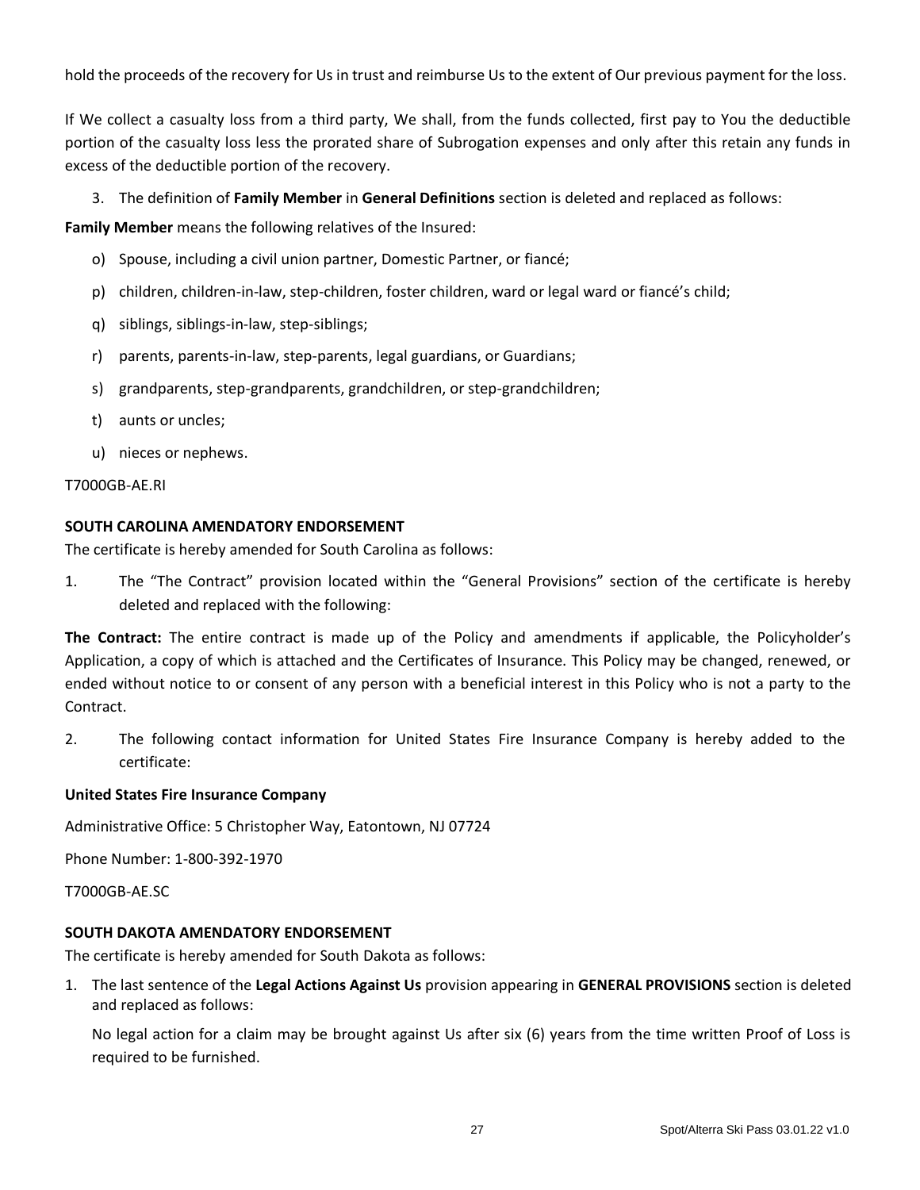hold the proceeds of the recovery for Us in trust and reimburse Us to the extent of Our previous payment for the loss.

If We collect a casualty loss from a third party, We shall, from the funds collected, first pay to You the deductible portion of the casualty loss less the prorated share of Subrogation expenses and only after this retain any funds in excess of the deductible portion of the recovery.

3. The definition of **Family Member** in **General Definitions** section is deleted and replaced as follows:

**Family Member** means the following relatives of the Insured:

o) Spouse, including a civil union partner, Domestic Partner, or fiancé;

p) children, children-in-law, step-children, foster children, ward or legal ward or fiancé's child;

q) siblings, siblings-in-law, step-siblings;

r) parents, parents-in-law, step-parents, legal guardians, or Guardians;

s) grandparents, step-grandparents, grandchildren, or step-grandchildren;

t) aunts or uncles;

u) nieces or nephews.

T7000GB-AE.RI

**SOUTH CAROLINA AMENDATORY ENDORSEMENT**

The certificate is hereby amended for South Carolina as follows:

1. The "The Contract" provision located within the "General Provisions" section of the certificate is hereby deleted and replaced with the following:

**The Contract:** The entire contract is made up of the Policy and amendments if applicable, the Policyholder's Application, a copy of which is attached and the Certificates of Insurance. This Policy may be changed, renewed, or ended without notice to or consent of any person with a beneficial interest in this Policy who is not a party to the Contract.

2. The following contact information for United States Fire Insurance Company is hereby added to the certificate:

**United States Fire Insurance Company**

Administrative Office: 5 Christopher Way, Eatontown, NJ 07724

Phone Number: 1-800-392-1970

T7000GB-AE.SC

**SOUTH DAKOTA AMENDATORY ENDORSEMENT**

The certificate is hereby amended for South Dakota as follows:

1. The last sentence of the **Legal Actions Against Us** provision appearing in **GENERAL PROVISIONS** section is deleted and replaced as follows:

   No legal action for a claim may be brought against Us after six (6) years from the time written Proof of Loss is required to be furnished.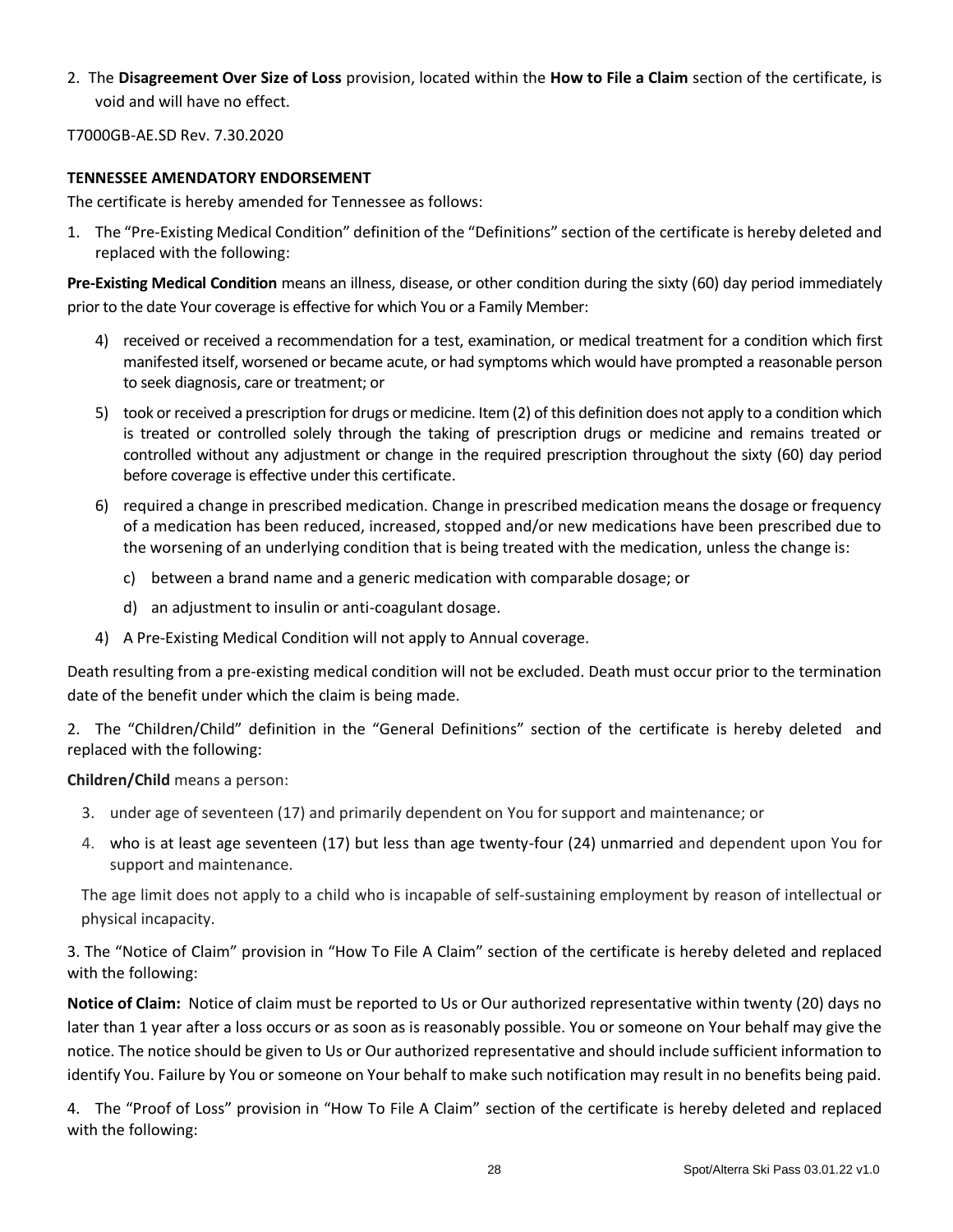2. The **Disagreement Over Size of Loss** provision, located within the **How to File a Claim** section of the certificate, is void and will have no effect.

T7000GB-AE.SD Rev. 7.30.2020

**TENNESSEE AMENDATORY ENDORSEMENT**

The certificate is hereby amended for Tennessee as follows:

1. The "Pre-Existing Medical Condition" definition of the "Definitions" section of the certificate is hereby deleted and replaced with the following:

**Pre-Existing Medical Condition** means an illness, disease, or other condition during the sixty (60) day period immediately prior to the date Your coverage is effective for which You or a Family Member:

4) received or received a recommendation for a test, examination, or medical treatment for a condition which first manifested itself, worsened or became acute, or had symptoms which would have prompted a reasonable person to seek diagnosis, care or treatment; or

5) took or received a prescription for drugs or medicine. Item (2) of this definition does not apply to a condition which is treated or controlled solely through the taking of prescription drugs or medicine and remains treated or controlled without any adjustment or change in the required prescription throughout the sixty (60) day period before coverage is effective under this certificate.

6) required a change in prescribed medication. Change in prescribed medication means the dosage or frequency of a medication has been reduced, increased, stopped and/or new medications have been prescribed due to the worsening of an underlying condition that is being treated with the medication, unless the change is:

   c) between a brand name and a generic medication with comparable dosage; or

   d) an adjustment to insulin or anti-coagulant dosage.

4) A Pre-Existing Medical Condition will not apply to Annual coverage.

Death resulting from a pre-existing medical condition will not be excluded. Death must occur prior to the termination date of the benefit under which the claim is being made.

2. The "Children/Child" definition in the "General Definitions" section of the certificate is hereby deleted and replaced with the following:

**Children/Child** means a person:

3. under age of seventeen (17) and primarily dependent on You for support and maintenance; or
4. who is at least age seventeen (17) but less than age twenty-four (24) unmarried and dependent upon You for support and maintenance.

The age limit does not apply to a child who is incapable of self-sustaining employment by reason of intellectual or physical incapacity.

3. The "Notice of Claim" provision in "How To File A Claim" section of the certificate is hereby deleted and replaced with the following:

**Notice of Claim:** Notice of claim must be reported to Us or Our authorized representative within twenty (20) days no later than 1 year after a loss occurs or as soon as is reasonably possible. You or someone on Your behalf may give the notice. The notice should be given to Us or Our authorized representative and should include sufficient information to identify You. Failure by You or someone on Your behalf to make such notification may result in no benefits being paid.

4. The "Proof of Loss" provision in "How To File A Claim" section of the certificate is hereby deleted and replaced with the following: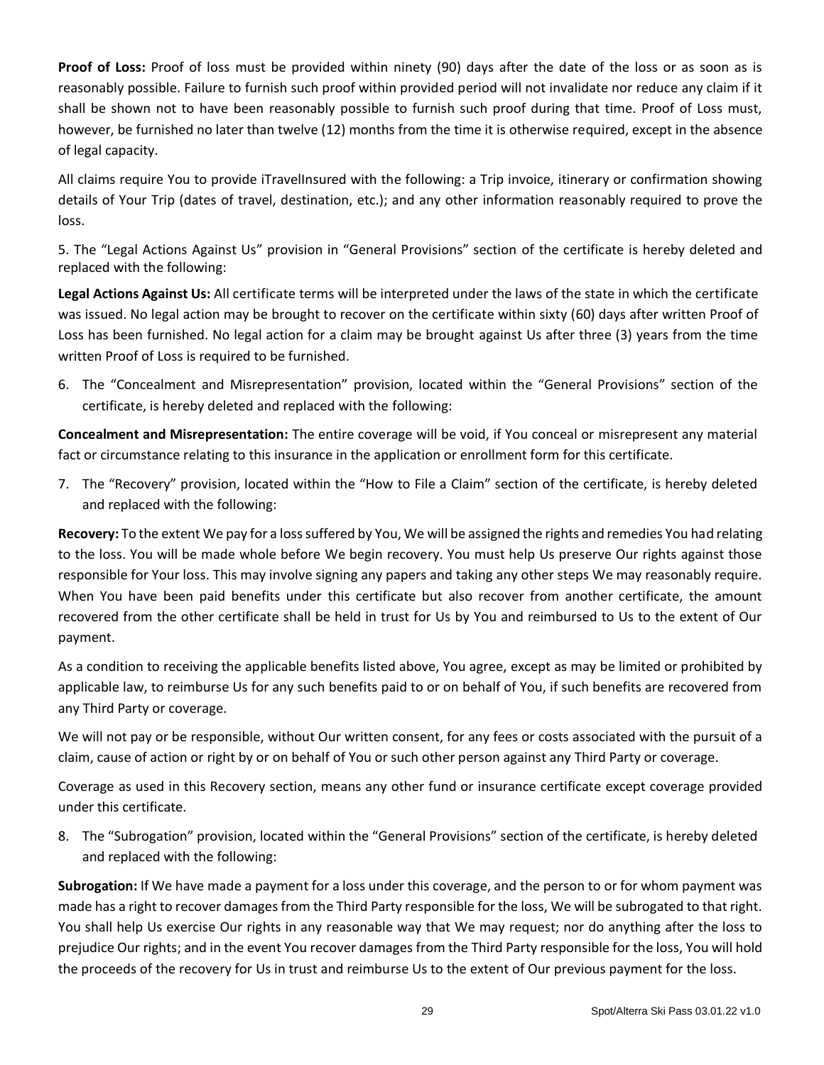**Proof of Loss:** Proof of loss must be provided within ninety (90) days after the date of the loss or as soon as is reasonably possible. Failure to furnish such proof within provided period will not invalidate nor reduce any claim if it shall be shown not to have been reasonably possible to furnish such proof during that time. Proof of Loss must, however, be furnished no later than twelve (12) months from the time it is otherwise required, except in the absence of legal capacity.

All claims require You to provide iTravelInsured with the following: a Trip invoice, itinerary or confirmation showing details of Your Trip (dates of travel, destination, etc.); and any other information reasonably required to prove the loss.

5. The "Legal Actions Against Us" provision in "General Provisions" section of the certificate is hereby deleted and replaced with the following:

**Legal Actions Against Us:** All certificate terms will be interpreted under the laws of the state in which the certificate was issued. No legal action may be brought to recover on the certificate within sixty (60) days after written Proof of Loss has been furnished. No legal action for a claim may be brought against Us after three (3) years from the time written Proof of Loss is required to be furnished.

6. The "Concealment and Misrepresentation" provision, located within the "General Provisions" section of the certificate, is hereby deleted and replaced with the following:

**Concealment and Misrepresentation:** The entire coverage will be void, if You conceal or misrepresent any material fact or circumstance relating to this insurance in the application or enrollment form for this certificate.

7. The "Recovery" provision, located within the "How to File a Claim" section of the certificate, is hereby deleted and replaced with the following:

**Recovery:** To the extent We pay for a loss suffered by You, We will be assigned the rights and remedies You had relating to the loss. You will be made whole before We begin recovery. You must help Us preserve Our rights against those responsible for Your loss. This may involve signing any papers and taking any other steps We may reasonably require. When You have been paid benefits under this certificate but also recover from another certificate, the amount recovered from the other certificate shall be held in trust for Us by You and reimbursed to Us to the extent of Our payment.

As a condition to receiving the applicable benefits listed above, You agree, except as may be limited or prohibited by applicable law, to reimburse Us for any such benefits paid to or on behalf of You, if such benefits are recovered from any Third Party or coverage.

We will not pay or be responsible, without Our written consent, for any fees or costs associated with the pursuit of a claim, cause of action or right by or on behalf of You or such other person against any Third Party or coverage.

Coverage as used in this Recovery section, means any other fund or insurance certificate except coverage provided under this certificate.

8. The "Subrogation" provision, located within the "General Provisions" section of the certificate, is hereby deleted and replaced with the following:

**Subrogation:** If We have made a payment for a loss under this coverage, and the person to or for whom payment was made has a right to recover damages from the Third Party responsible for the loss, We will be subrogated to that right. You shall help Us exercise Our rights in any reasonable way that We may request; nor do anything after the loss to prejudice Our rights; and in the event You recover damages from the Third Party responsible for the loss, You will hold the proceeds of the recovery for Us in trust and reimburse Us to the extent of Our previous payment for the loss.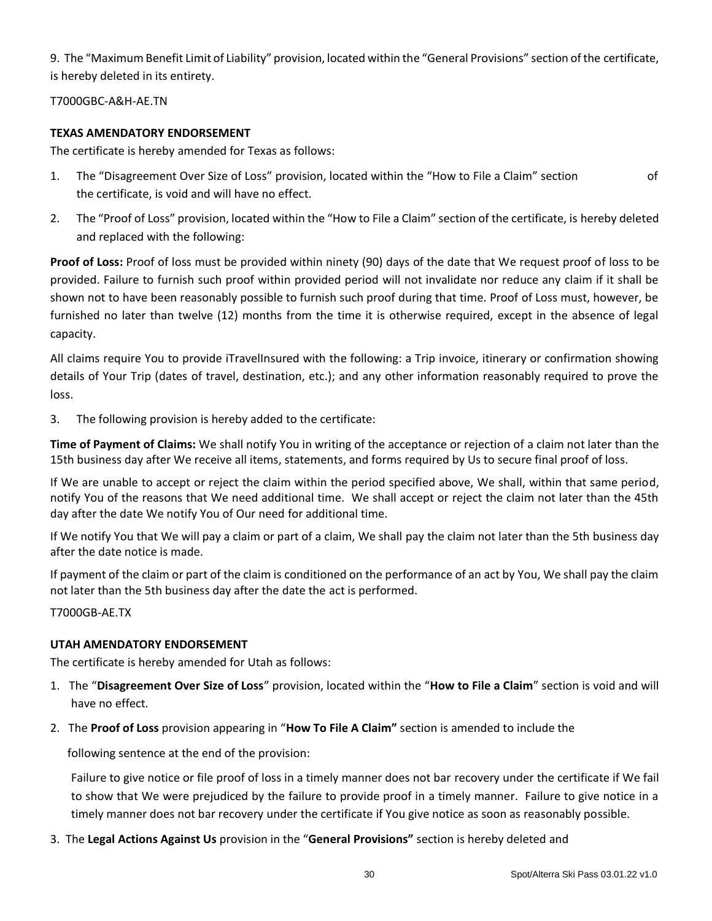9. The "Maximum Benefit Limit of Liability" provision, located within the "General Provisions" section of the certificate, is hereby deleted in its entirety.

T7000GBC-A&H-AE.TN

**TEXAS AMENDATORY ENDORSEMENT**

The certificate is hereby amended for Texas as follows:

1. The "Disagreement Over Size of Loss" provision, located within the "How to File a Claim" section of the certificate, is void and will have no effect.
2. The "Proof of Loss" provision, located within the "How to File a Claim" section of the certificate, is hereby deleted and replaced with the following:

**Proof of Loss:** Proof of loss must be provided within ninety (90) days of the date that We request proof of loss to be provided. Failure to furnish such proof within provided period will not invalidate nor reduce any claim if it shall be shown not to have been reasonably possible to furnish such proof during that time. Proof of Loss must, however, be furnished no later than twelve (12) months from the time it is otherwise required, except in the absence of legal capacity.

All claims require You to provide iTravelInsured with the following: a Trip invoice, itinerary or confirmation showing details of Your Trip (dates of travel, destination, etc.); and any other information reasonably required to prove the loss.

3. The following provision is hereby added to the certificate:

**Time of Payment of Claims:** We shall notify You in writing of the acceptance or rejection of a claim not later than the 15th business day after We receive all items, statements, and forms required by Us to secure final proof of loss.

If We are unable to accept or reject the claim within the period specified above, We shall, within that same period, notify You of the reasons that We need additional time. We shall accept or reject the claim not later than the 45th day after the date We notify You of Our need for additional time.

If We notify You that We will pay a claim or part of a claim, We shall pay the claim not later than the 5th business day after the date notice is made.

If payment of the claim or part of the claim is conditioned on the performance of an act by You, We shall pay the claim not later than the 5th business day after the date the act is performed.

T7000GB-AE.TX

**UTAH AMENDATORY ENDORSEMENT**

The certificate is hereby amended for Utah as follows:

1. The "**Disagreement Over Size of Loss**" provision, located within the "**How to File a Claim**" section is void and will have no effect.
2. The **Proof of Loss** provision appearing in "**How To File A Claim"** section is amended to include the following sentence at the end of the provision:

   Failure to give notice or file proof of loss in a timely manner does not bar recovery under the certificate if We fail to show that We were prejudiced by the failure to provide proof in a timely manner. Failure to give notice in a timely manner does not bar recovery under the certificate if You give notice as soon as reasonably possible.

3. The **Legal Actions Against Us** provision in the "**General Provisions"** section is hereby deleted and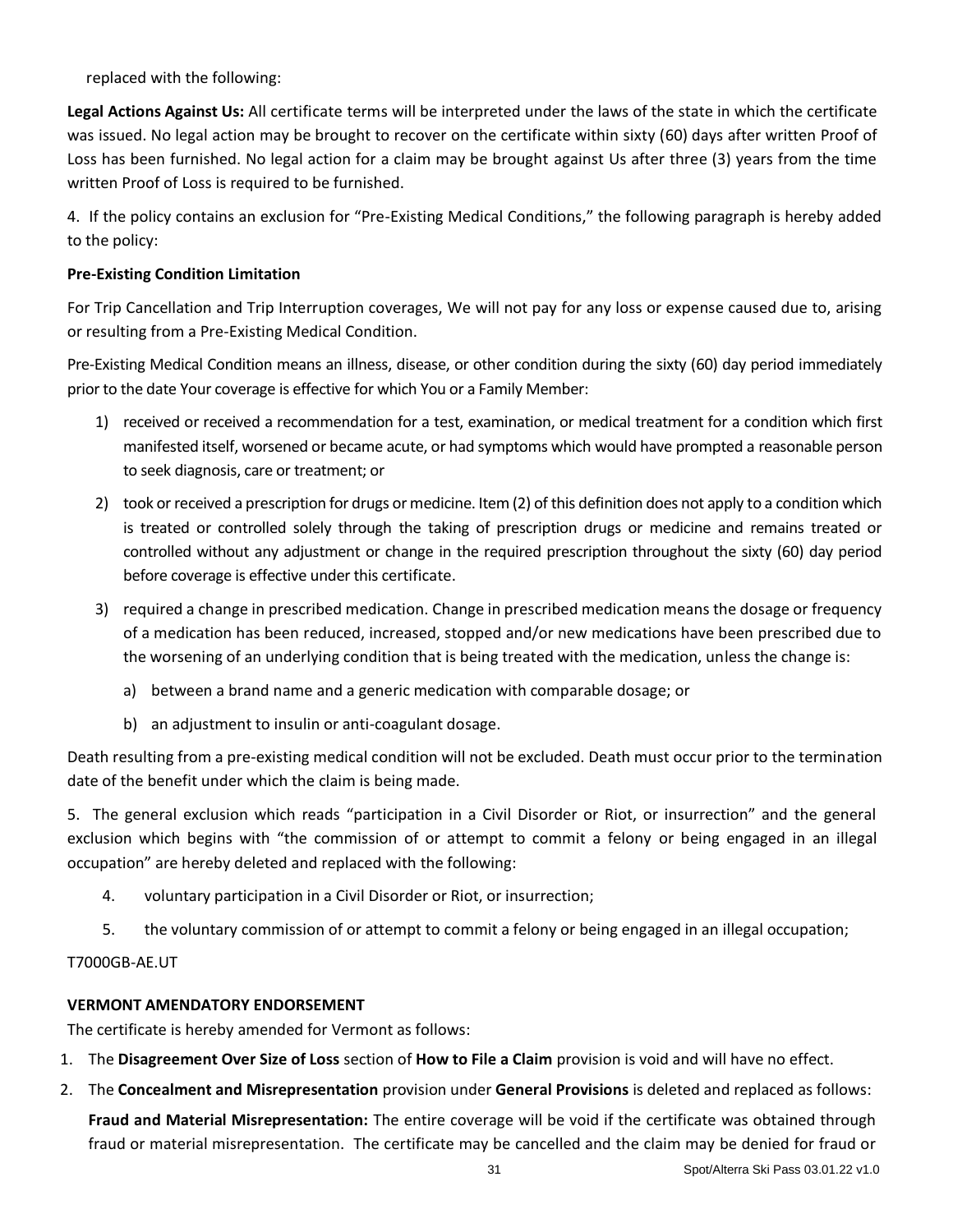replaced with the following:

**Legal Actions Against Us:** All certificate terms will be interpreted under the laws of the state in which the certificate was issued. No legal action may be brought to recover on the certificate within sixty (60) days after written Proof of Loss has been furnished. No legal action for a claim may be brought against Us after three (3) years from the time written Proof of Loss is required to be furnished.

4. If the policy contains an exclusion for "Pre-Existing Medical Conditions," the following paragraph is hereby added to the policy:

**Pre-Existing Condition Limitation**

For Trip Cancellation and Trip Interruption coverages, We will not pay for any loss or expense caused due to, arising or resulting from a Pre-Existing Medical Condition.

Pre-Existing Medical Condition means an illness, disease, or other condition during the sixty (60) day period immediately prior to the date Your coverage is effective for which You or a Family Member:

1) received or received a recommendation for a test, examination, or medical treatment for a condition which first manifested itself, worsened or became acute, or had symptoms which would have prompted a reasonable person to seek diagnosis, care or treatment; or
2) took or received a prescription for drugs or medicine. Item (2) of this definition does not apply to a condition which is treated or controlled solely through the taking of prescription drugs or medicine and remains treated or controlled without any adjustment or change in the required prescription throughout the sixty (60) day period before coverage is effective under this certificate.
3) required a change in prescribed medication. Change in prescribed medication means the dosage or frequency of a medication has been reduced, increased, stopped and/or new medications have been prescribed due to the worsening of an underlying condition that is being treated with the medication, unless the change is:
   a) between a brand name and a generic medication with comparable dosage; or
   b) an adjustment to insulin or anti-coagulant dosage.

Death resulting from a pre-existing medical condition will not be excluded. Death must occur prior to the termination date of the benefit under which the claim is being made.

5. The general exclusion which reads "participation in a Civil Disorder or Riot, or insurrection" and the general exclusion which begins with "the commission of or attempt to commit a felony or being engaged in an illegal occupation" are hereby deleted and replaced with the following:

4. voluntary participation in a Civil Disorder or Riot, or insurrection;
5. the voluntary commission of or attempt to commit a felony or being engaged in an illegal occupation;

T7000GB-AE.UT

**VERMONT AMENDATORY ENDORSEMENT**

The certificate is hereby amended for Vermont as follows:

1. The **Disagreement Over Size of Loss** section of **How to File a Claim** provision is void and will have no effect.
2. The **Concealment and Misrepresentation** provision under **General Provisions** is deleted and replaced as follows:

   **Fraud and Material Misrepresentation:** The entire coverage will be void if the certificate was obtained through fraud or material misrepresentation. The certificate may be cancelled and the claim may be denied for fraud or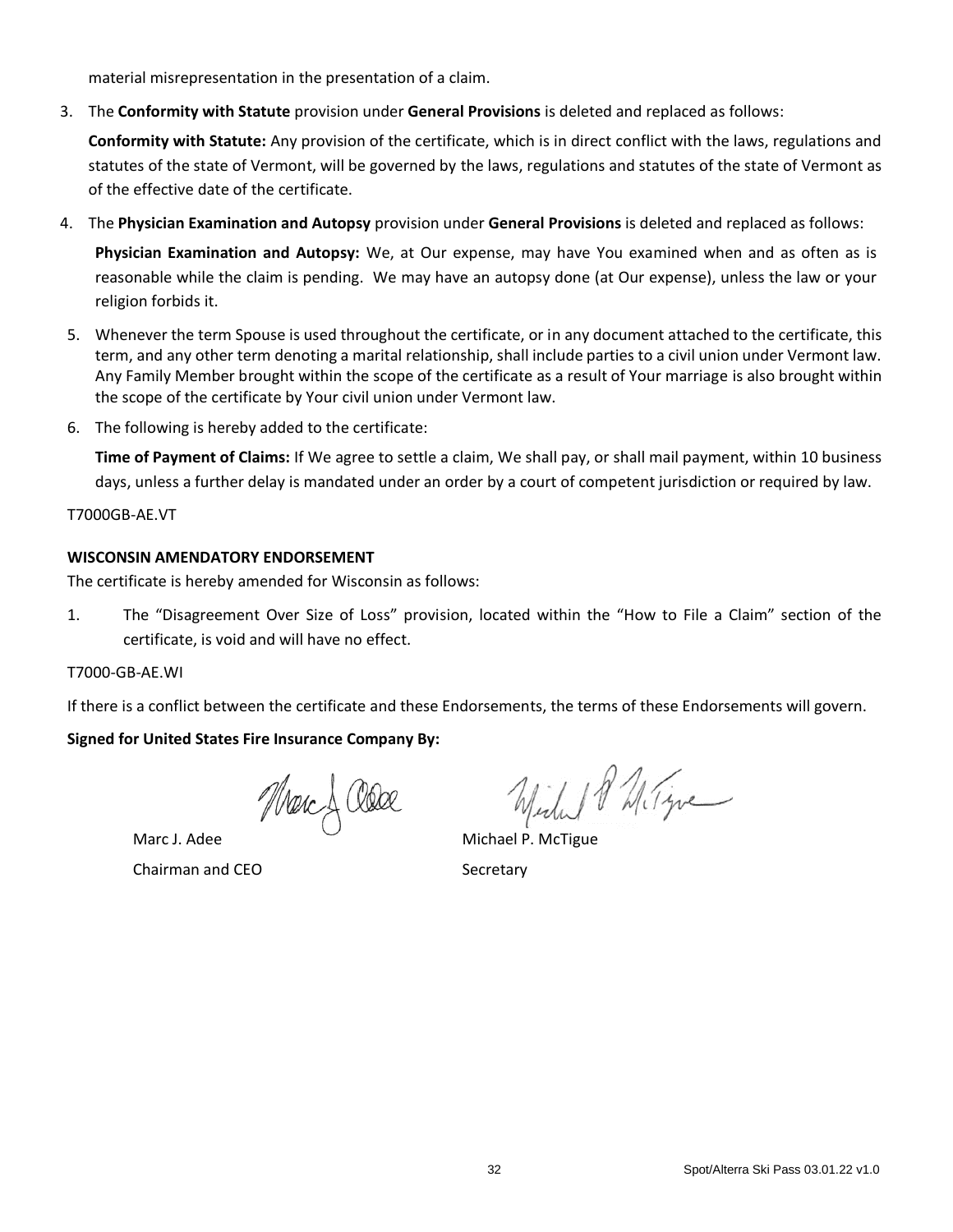material misrepresentation in the presentation of a claim.

3. The **Conformity with Statute** provision under **General Provisions** is deleted and replaced as follows:

   **Conformity with Statute:** Any provision of the certificate, which is in direct conflict with the laws, regulations and statutes of the state of Vermont, will be governed by the laws, regulations and statutes of the state of Vermont as of the effective date of the certificate.

4. The **Physician Examination and Autopsy** provision under **General Provisions** is deleted and replaced as follows:

   **Physician Examination and Autopsy:** We, at Our expense, may have You examined when and as often as is reasonable while the claim is pending. We may have an autopsy done (at Our expense), unless the law or your religion forbids it.

5. Whenever the term Spouse is used throughout the certificate, or in any document attached to the certificate, this term, and any other term denoting a marital relationship, shall include parties to a civil union under Vermont law. Any Family Member brought within the scope of the certificate as a result of Your marriage is also brought within the scope of the certificate by Your civil union under Vermont law.

6. The following is hereby added to the certificate:

   **Time of Payment of Claims:** If We agree to settle a claim, We shall pay, or shall mail payment, within 10 business days, unless a further delay is mandated under an order by a court of competent jurisdiction or required by law.

T7000GB-AE.VT

**WISCONSIN AMENDATORY ENDORSEMENT**

The certificate is hereby amended for Wisconsin as follows:

1. The "Disagreement Over Size of Loss" provision, located within the "How to File a Claim" section of the certificate, is void and will have no effect.

T7000-GB-AE.WI

If there is a conflict between the certificate and these Endorsements, the terms of these Endorsements will govern.

**Signed for United States Fire Insurance Company By:**

Marc J. Adee
Chairman and CEO

Michael P. McTigue
Secretary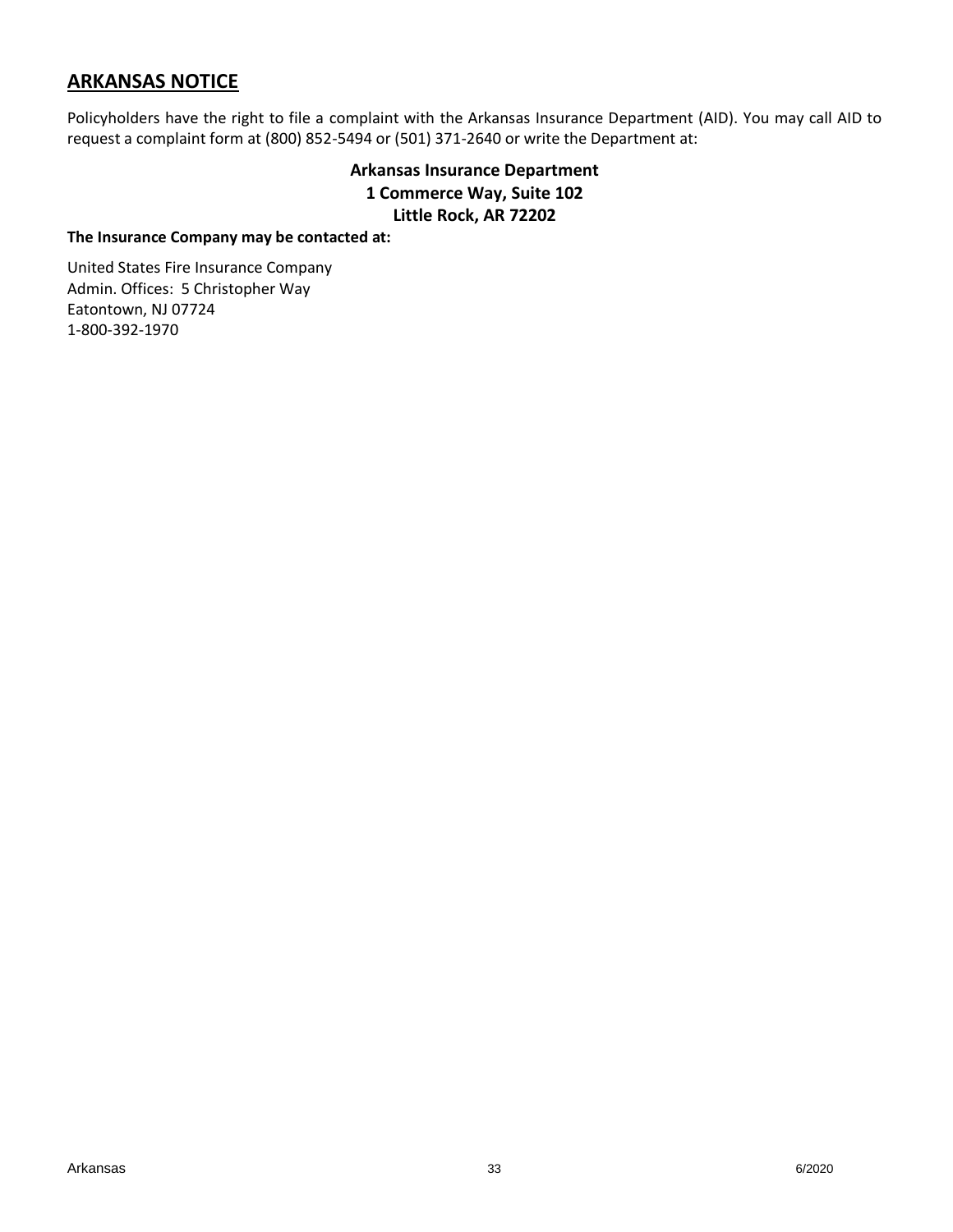## ARKANSAS NOTICE

Policyholders have the right to file a complaint with the Arkansas Insurance Department (AID). You may call AID to request a complaint form at (800) 852-5494 or (501) 371-2640 or write the Department at:

**Arkansas Insurance Department**
**1 Commerce Way, Suite 102**
**Little Rock, AR 72202**

**The Insurance Company may be contacted at:**

United States Fire Insurance Company
Admin. Offices: 5 Christopher Way
Eatontown, NJ 07724
1-800-392-1970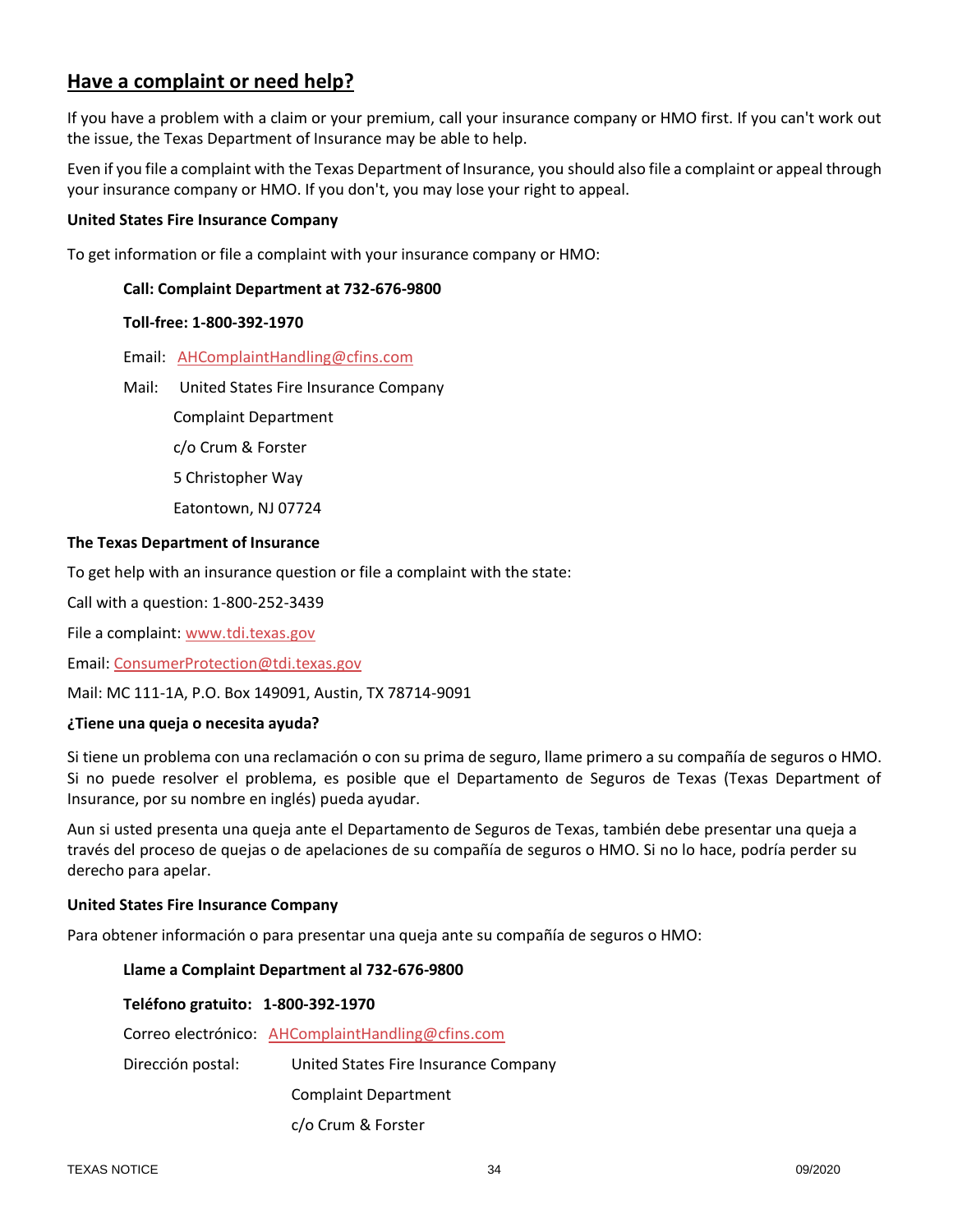## Have a complaint or need help?

If you have a problem with a claim or your premium, call your insurance company or HMO first. If you can't work out the issue, the Texas Department of Insurance may be able to help.

Even if you file a complaint with the Texas Department of Insurance, you should also file a complaint or appeal through your insurance company or HMO. If you don't, you may lose your right to appeal.

**United States Fire Insurance Company**

To get information or file a complaint with your insurance company or HMO:

**Call: Complaint Department at 732-676-9800**

**Toll-free: 1-800-392-1970**

Email: AHComplaintHandling@cfins.com

Mail: United States Fire Insurance Company
Complaint Department
c/o Crum & Forster
5 Christopher Way
Eatontown, NJ 07724

**The Texas Department of Insurance**

To get help with an insurance question or file a complaint with the state:

Call with a question: 1-800-252-3439

File a complaint: www.tdi.texas.gov

Email: ConsumerProtection@tdi.texas.gov

Mail: MC 111-1A, P.O. Box 149091, Austin, TX 78714-9091

**¿Tiene una queja o necesita ayuda?**

Si tiene un problema con una reclamación o con su prima de seguro, llame primero a su compañía de seguros o HMO. Si no puede resolver el problema, es posible que el Departamento de Seguros de Texas (Texas Department of Insurance, por su nombre en inglés) pueda ayudar.

Aun si usted presenta una queja ante el Departamento de Seguros de Texas, también debe presentar una queja a través del proceso de quejas o de apelaciones de su compañía de seguros o HMO. Si no lo hace, podría perder su derecho para apelar.

**United States Fire Insurance Company**

Para obtener información o para presentar una queja ante su compañía de seguros o HMO:

**Llame a Complaint Department al 732-676-9800**

**Teléfono gratuito: 1-800-392-1970**

Correo electrónico: AHComplaintHandling@cfins.com

Dirección postal: United States Fire Insurance Company
Complaint Department
c/o Crum & Forster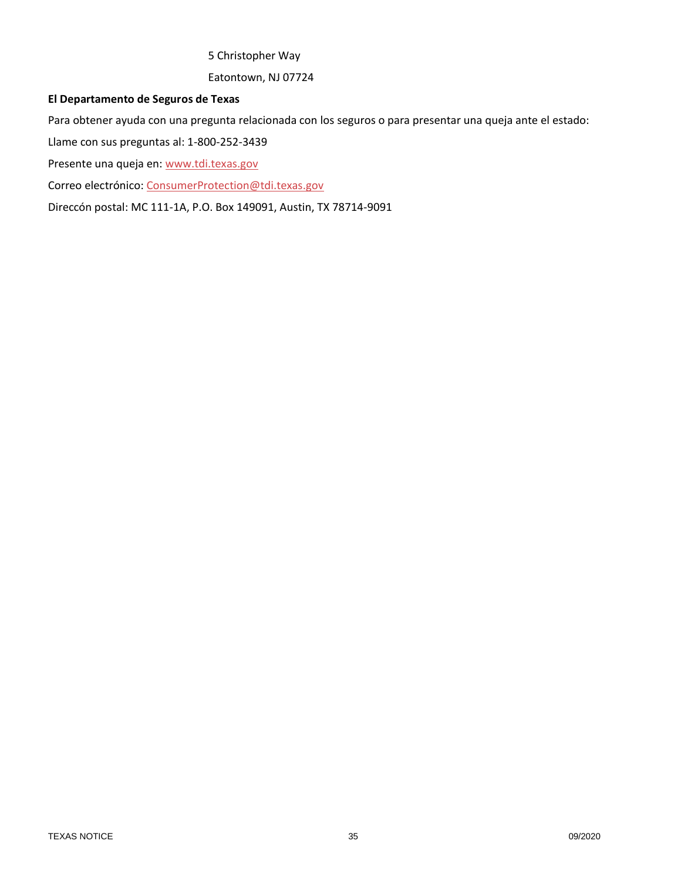5 Christopher Way

Eatontown, NJ 07724

**El Departamento de Seguros de Texas**

Para obtener ayuda con una pregunta relacionada con los seguros o para presentar una queja ante el estado:

Llame con sus preguntas al: 1-800-252-3439

Presente una queja en: www.tdi.texas.gov

Correo electrónico: ConsumerProtection@tdi.texas.gov

Direccón postal: MC 111-1A, P.O. Box 149091, Austin, TX 78714-9091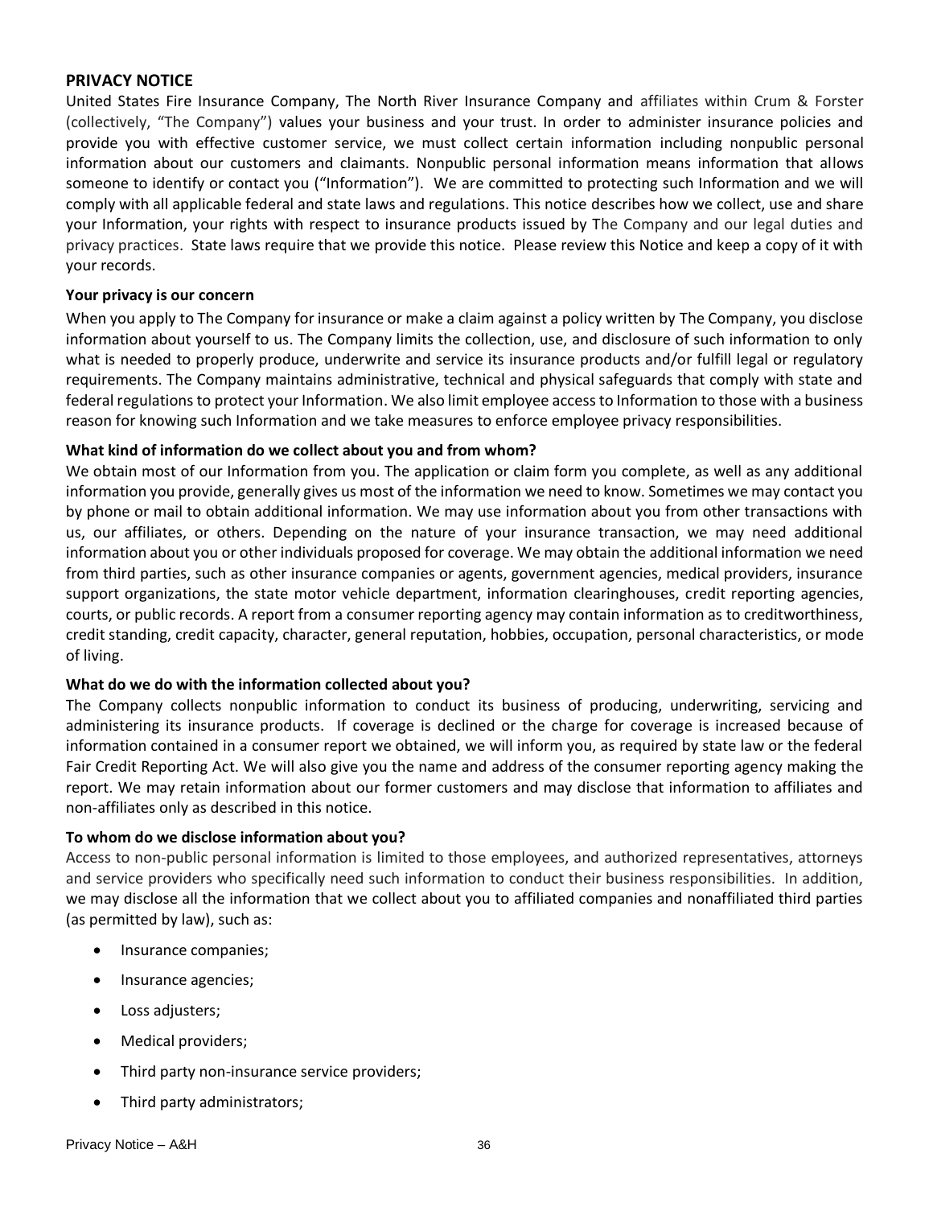## PRIVACY NOTICE

United States Fire Insurance Company, The North River Insurance Company and affiliates within Crum & Forster (collectively, "The Company") values your business and your trust. In order to administer insurance policies and provide you with effective customer service, we must collect certain information including nonpublic personal information about our customers and claimants. Nonpublic personal information means information that allows someone to identify or contact you ("Information"). We are committed to protecting such Information and we will comply with all applicable federal and state laws and regulations. This notice describes how we collect, use and share your Information, your rights with respect to insurance products issued by The Company and our legal duties and privacy practices. State laws require that we provide this notice. Please review this Notice and keep a copy of it with your records.

### Your privacy is our concern

When you apply to The Company for insurance or make a claim against a policy written by The Company, you disclose information about yourself to us. The Company limits the collection, use, and disclosure of such information to only what is needed to properly produce, underwrite and service its insurance products and/or fulfill legal or regulatory requirements. The Company maintains administrative, technical and physical safeguards that comply with state and federal regulations to protect your Information. We also limit employee access to Information to those with a business reason for knowing such Information and we take measures to enforce employee privacy responsibilities.

### What kind of information do we collect about you and from whom?

We obtain most of our Information from you. The application or claim form you complete, as well as any additional information you provide, generally gives us most of the information we need to know. Sometimes we may contact you by phone or mail to obtain additional information. We may use information about you from other transactions with us, our affiliates, or others. Depending on the nature of your insurance transaction, we may need additional information about you or other individuals proposed for coverage. We may obtain the additional information we need from third parties, such as other insurance companies or agents, government agencies, medical providers, insurance support organizations, the state motor vehicle department, information clearinghouses, credit reporting agencies, courts, or public records. A report from a consumer reporting agency may contain information as to creditworthiness, credit standing, credit capacity, character, general reputation, hobbies, occupation, personal characteristics, or mode of living.

### What do we do with the information collected about you?

The Company collects nonpublic information to conduct its business of producing, underwriting, servicing and administering its insurance products. If coverage is declined or the charge for coverage is increased because of information contained in a consumer report we obtained, we will inform you, as required by state law or the federal Fair Credit Reporting Act. We will also give you the name and address of the consumer reporting agency making the report. We may retain information about our former customers and may disclose that information to affiliates and non-affiliates only as described in this notice.

### To whom do we disclose information about you?

Access to non-public personal information is limited to those employees, and authorized representatives, attorneys and service providers who specifically need such information to conduct their business responsibilities. In addition, we may disclose all the information that we collect about you to affiliated companies and nonaffiliated third parties (as permitted by law), such as:

- Insurance companies;
- Insurance agencies;
- Loss adjusters;
- Medical providers;
- Third party non-insurance service providers;
- Third party administrators;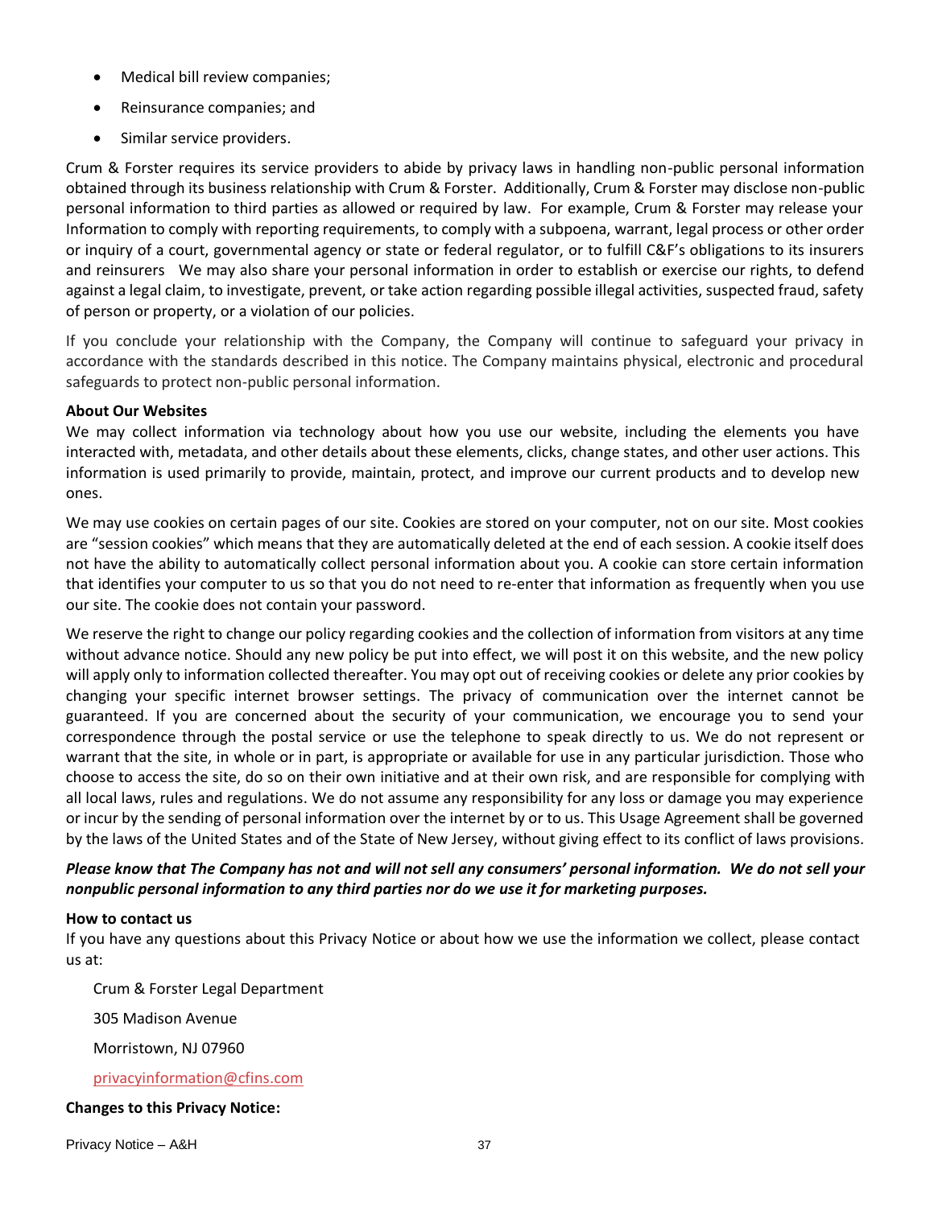- Medical bill review companies;
- Reinsurance companies; and
- Similar service providers.

Crum & Forster requires its service providers to abide by privacy laws in handling non-public personal information obtained through its business relationship with Crum & Forster. Additionally, Crum & Forster may disclose non-public personal information to third parties as allowed or required by law. For example, Crum & Forster may release your Information to comply with reporting requirements, to comply with a subpoena, warrant, legal process or other order or inquiry of a court, governmental agency or state or federal regulator, or to fulfill C&F's obligations to its insurers and reinsurers We may also share your personal information in order to establish or exercise our rights, to defend against a legal claim, to investigate, prevent, or take action regarding possible illegal activities, suspected fraud, safety of person or property, or a violation of our policies.

If you conclude your relationship with the Company, the Company will continue to safeguard your privacy in accordance with the standards described in this notice. The Company maintains physical, electronic and procedural safeguards to protect non-public personal information.

**About Our Websites**

We may collect information via technology about how you use our website, including the elements you have interacted with, metadata, and other details about these elements, clicks, change states, and other user actions. This information is used primarily to provide, maintain, protect, and improve our current products and to develop new ones.

We may use cookies on certain pages of our site. Cookies are stored on your computer, not on our site. Most cookies are "session cookies" which means that they are automatically deleted at the end of each session. A cookie itself does not have the ability to automatically collect personal information about you. A cookie can store certain information that identifies your computer to us so that you do not need to re-enter that information as frequently when you use our site. The cookie does not contain your password.

We reserve the right to change our policy regarding cookies and the collection of information from visitors at any time without advance notice. Should any new policy be put into effect, we will post it on this website, and the new policy will apply only to information collected thereafter. You may opt out of receiving cookies or delete any prior cookies by changing your specific internet browser settings. The privacy of communication over the internet cannot be guaranteed. If you are concerned about the security of your communication, we encourage you to send your correspondence through the postal service or use the telephone to speak directly to us. We do not represent or warrant that the site, in whole or in part, is appropriate or available for use in any particular jurisdiction. Those who choose to access the site, do so on their own initiative and at their own risk, and are responsible for complying with all local laws, rules and regulations. We do not assume any responsibility for any loss or damage you may experience or incur by the sending of personal information over the internet by or to us. This Usage Agreement shall be governed by the laws of the United States and of the State of New Jersey, without giving effect to its conflict of laws provisions.

***Please know that The Company has not and will not sell any consumers' personal information. We do not sell your nonpublic personal information to any third parties nor do we use it for marketing purposes.***

**How to contact us**

If you have any questions about this Privacy Notice or about how we use the information we collect, please contact us at:

Crum & Forster Legal Department

305 Madison Avenue

Morristown, NJ 07960

privacyinformation@cfins.com

**Changes to this Privacy Notice:**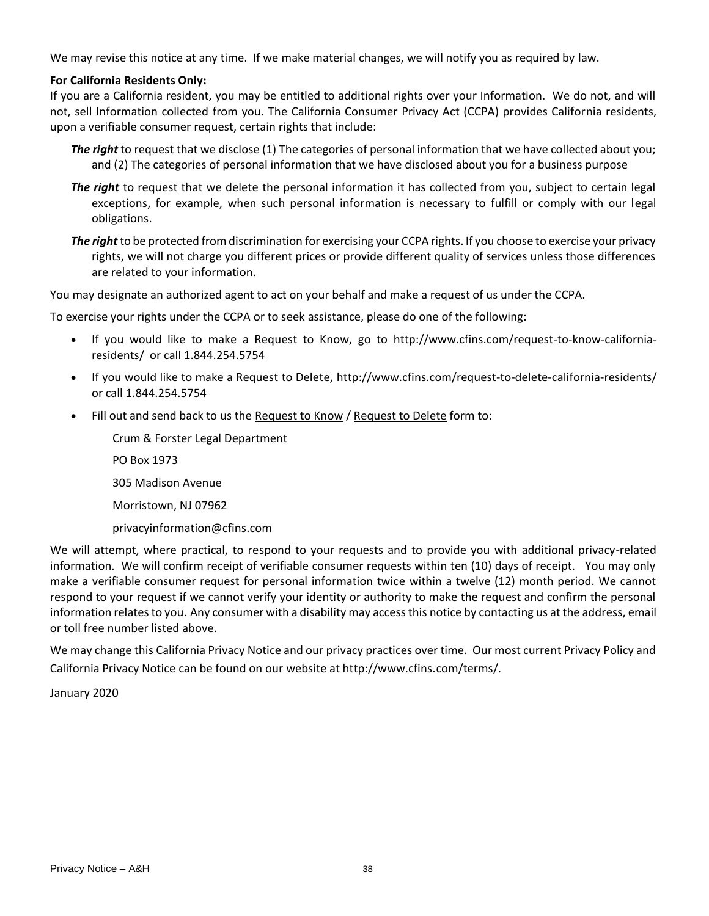We may revise this notice at any time. If we make material changes, we will notify you as required by law.

**For California Residents Only:**

If you are a California resident, you may be entitled to additional rights over your Information. We do not, and will not, sell Information collected from you. The California Consumer Privacy Act (CCPA) provides California residents, upon a verifiable consumer request, certain rights that include:

***The right*** to request that we disclose (1) The categories of personal information that we have collected about you; and (2) The categories of personal information that we have disclosed about you for a business purpose

***The right*** to request that we delete the personal information it has collected from you, subject to certain legal exceptions, for example, when such personal information is necessary to fulfill or comply with our legal obligations.

***The right*** to be protected from discrimination for exercising your CCPA rights. If you choose to exercise your privacy rights, we will not charge you different prices or provide different quality of services unless those differences are related to your information.

You may designate an authorized agent to act on your behalf and make a request of us under the CCPA.

To exercise your rights under the CCPA or to seek assistance, please do one of the following:

- If you would like to make a Request to Know, go to http://www.cfins.com/request-to-know-california-residents/ or call 1.844.254.5754
- If you would like to make a Request to Delete, http://www.cfins.com/request-to-delete-california-residents/ or call 1.844.254.5754
- Fill out and send back to us the Request to Know / Request to Delete form to:

  Crum & Forster Legal Department

  PO Box 1973

  305 Madison Avenue

  Morristown, NJ 07962

  privacyinformation@cfins.com

We will attempt, where practical, to respond to your requests and to provide you with additional privacy-related information. We will confirm receipt of verifiable consumer requests within ten (10) days of receipt. You may only make a verifiable consumer request for personal information twice within a twelve (12) month period. We cannot respond to your request if we cannot verify your identity or authority to make the request and confirm the personal information relates to you. Any consumer with a disability may access this notice by contacting us at the address, email or toll free number listed above.

We may change this California Privacy Notice and our privacy practices over time. Our most current Privacy Policy and California Privacy Notice can be found on our website at http://www.cfins.com/terms/.

January 2020